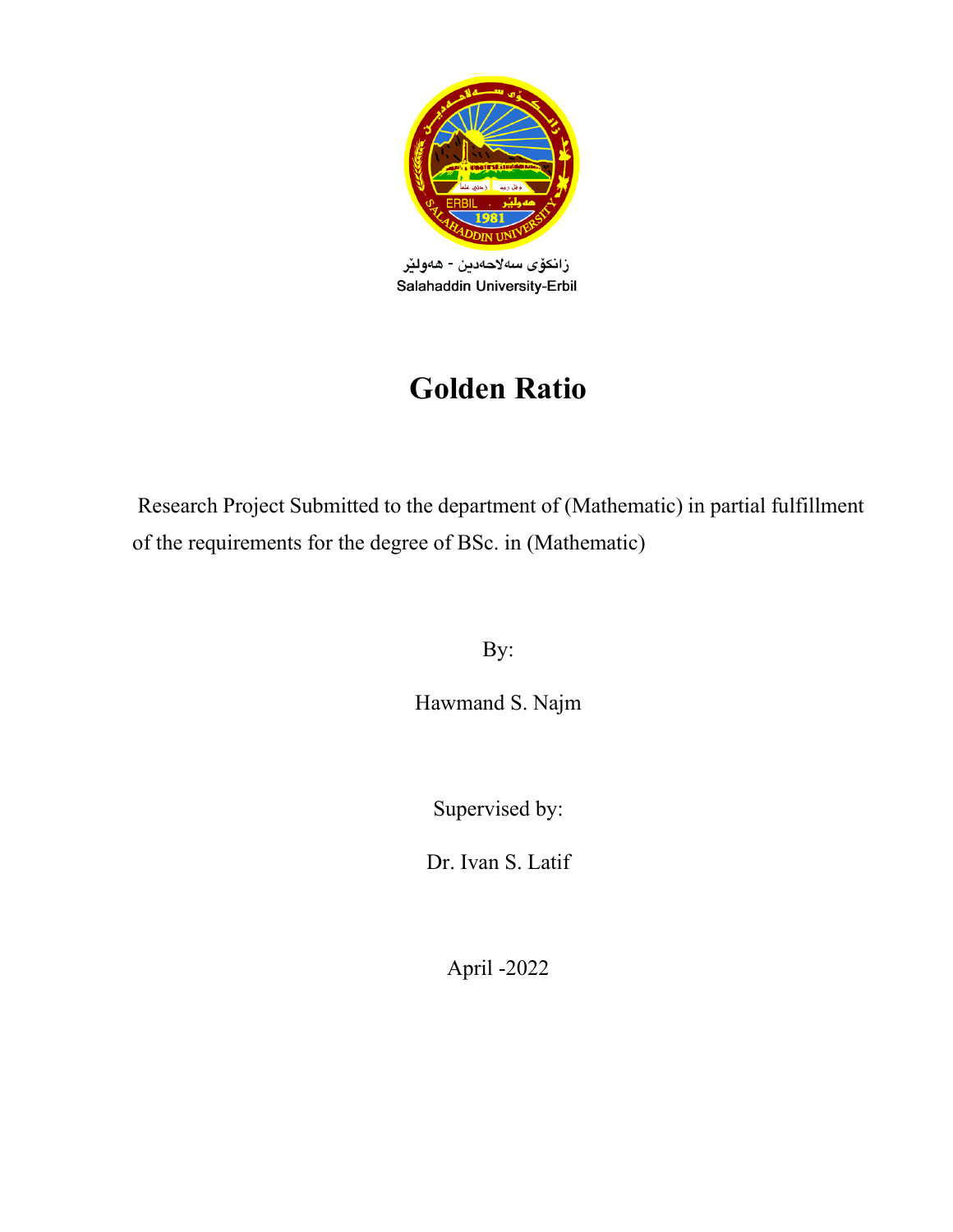زانکۆی سەلاحەدین - هەولێر

Salahaddin University-Erbil

# Golden Ratio

Research Project Submitted to the department of (Mathematic) in partial fulfillment of the requirements for the degree of BSc. in (Mathematic)

By:

Hawmand S. Najm

Supervised by:

Dr. Ivan S. Latif

April -2022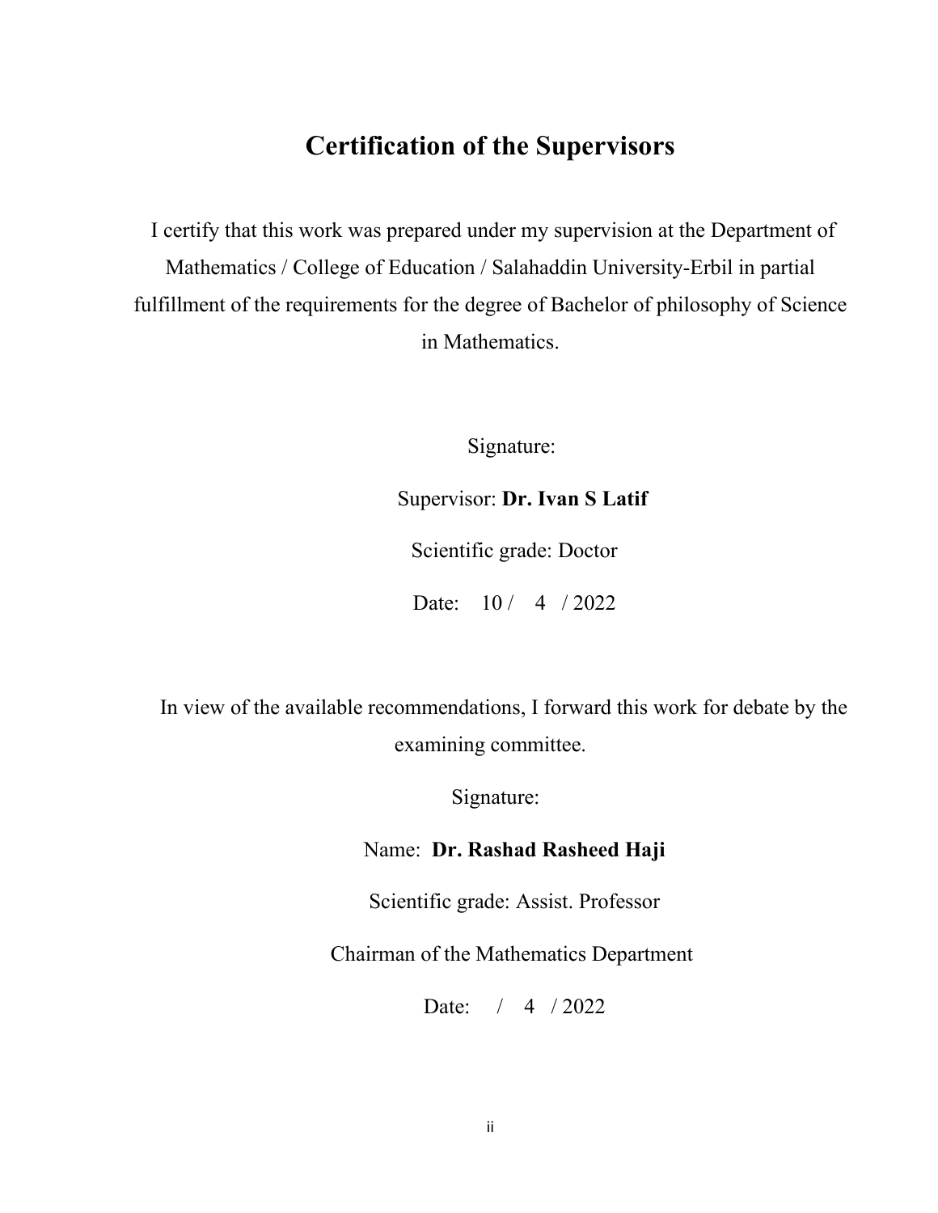# Certification of the Supervisors

I certify that this work was prepared under my supervision at the Department of Mathematics / College of Education / Salahaddin University-Erbil in partial fulfillment of the requirements for the degree of Bachelor of philosophy of Science in Mathematics.

Signature:

Supervisor: **Dr. Ivan S Latif**

Scientific grade: Doctor

Date: 10 / 4 / 2022

In view of the available recommendations, I forward this work for debate by the examining committee.

Signature:

Name: **Dr. Rashad Rasheed Haji**

Scientific grade: Assist. Professor

Chairman of the Mathematics Department

Date: / 4 / 2022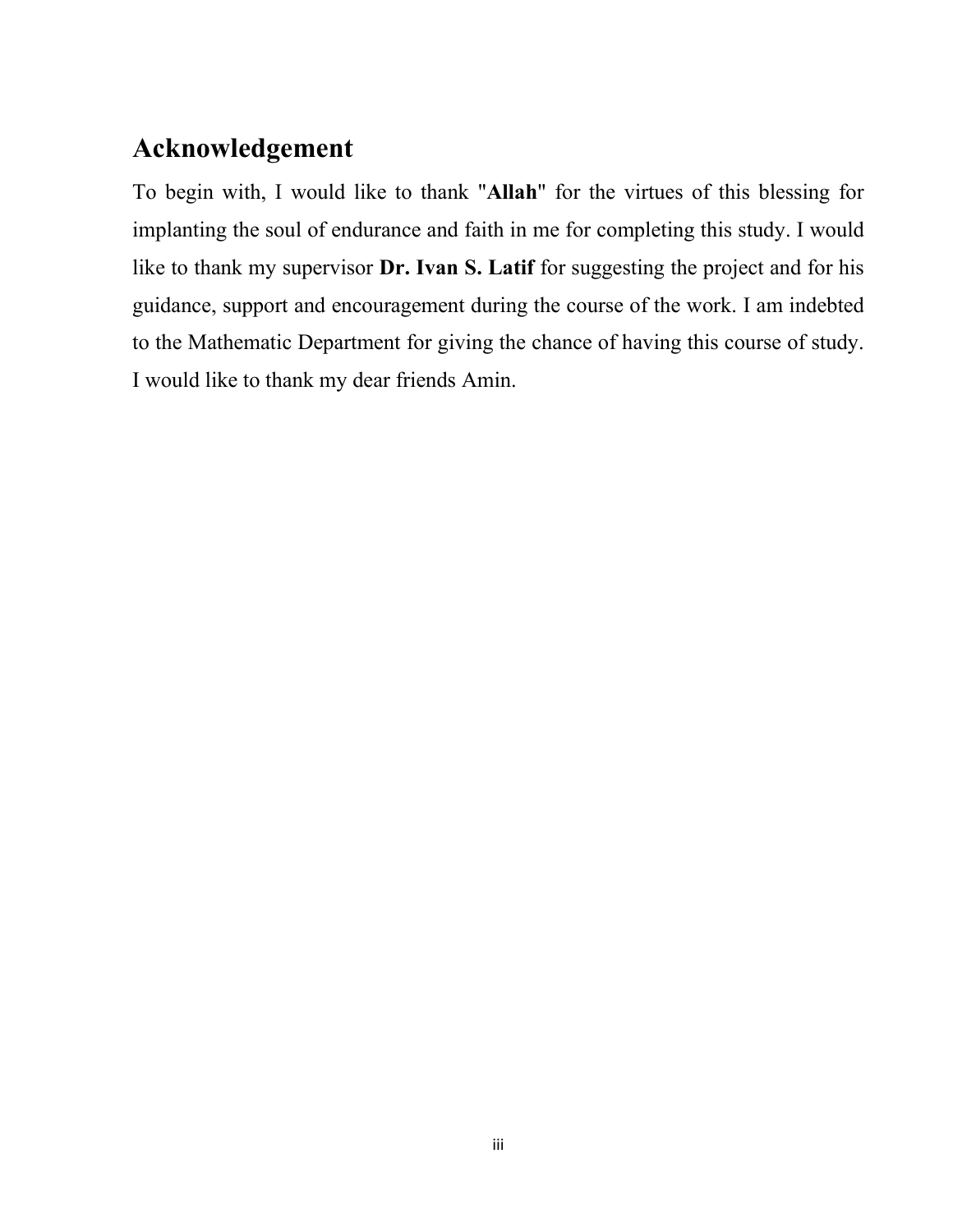# Acknowledgement

To begin with, I would like to thank "**Allah**" for the virtues of this blessing for implanting the soul of endurance and faith in me for completing this study. I would like to thank my supervisor **Dr. Ivan S. Latif** for suggesting the project and for his guidance, support and encouragement during the course of the work. I am indebted to the Mathematic Department for giving the chance of having this course of study. I would like to thank my dear friends Amin.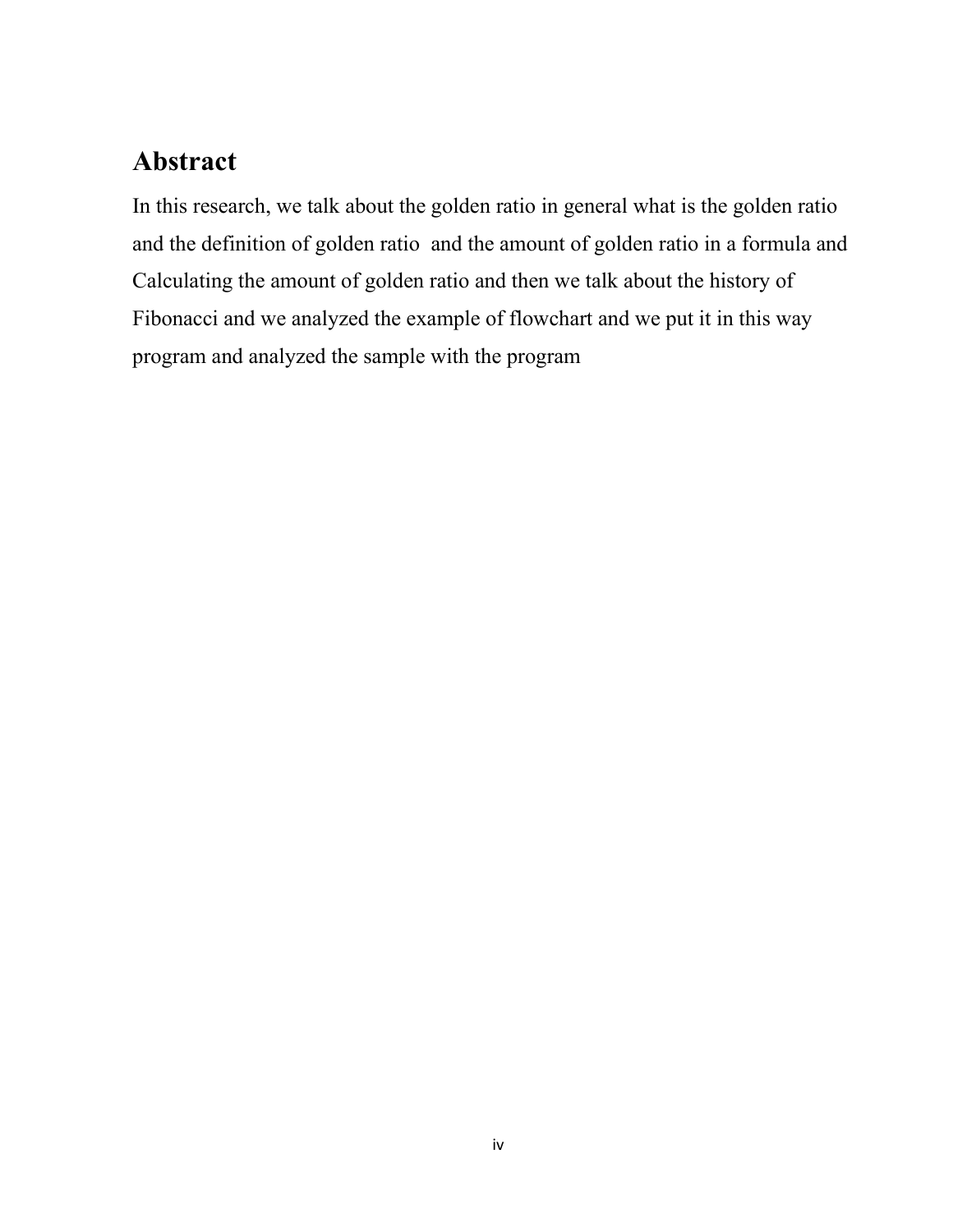## Abstract

In this research, we talk about the golden ratio in general what is the golden ratio and the definition of golden ratio and the amount of golden ratio in a formula and Calculating the amount of golden ratio and then we talk about the history of Fibonacci and we analyzed the example of flowchart and we put it in this way program and analyzed the sample with the program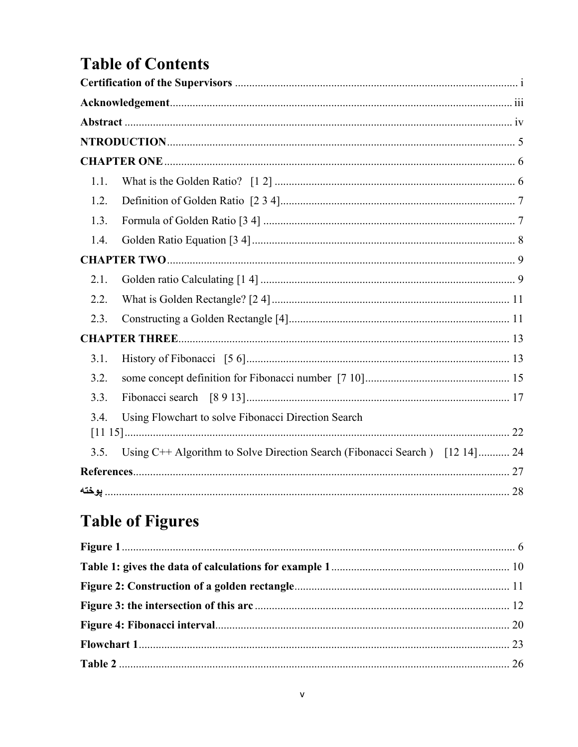# Table of Contents

**Certification of the Supervisors** ........................................ i

**Acknowledgement**........................................ iii

**Abstract** ........................................ iv

**NTRODUCTION**........................................ 5

**CHAPTER ONE**........................................ 6

- 1.1. What is the Golden Ratio? [1 2] ........................................ 6
- 1.2. Definition of Golden Ratio [2 3 4]........................................ 7
- 1.3. Formula of Golden Ratio [3 4] ........................................ 7
- 1.4. Golden Ratio Equation [3 4]........................................ 8

**CHAPTER TWO**........................................ 9

- 2.1. Golden ratio Calculating [1 4] ........................................ 9
- 2.2. What is Golden Rectangle? [2 4]........................................ 11
- 2.3. Constructing a Golden Rectangle [4]........................................ 11

**CHAPTER THREE**........................................ 13

- 3.1. History of Fibonacci [5 6]........................................ 13
- 3.2. some concept definition for Fibonacci number [7 10]........................................ 15
- 3.3. Fibonacci search [8 9 13]........................................ 17
- 3.4. Using Flowchart to solve Fibonacci Direction Search [11 15]........................................ 22
- 3.5. Using C++ Algorithm to Solve Direction Search (Fibonacci Search ) [12 14]........... 24

**References**........................................ 27

**پوخته** ........................................ 28

# Table of Figures

**Figure 1**........................................ 6

**Table 1: gives the data of calculations for example 1**........................................ 10

**Figure 2: Construction of a golden rectangle**........................................ 11

**Figure 3: the intersection of this arc**........................................ 12

**Figure 4: Fibonacci interval**........................................ 20

**Flowchart 1**........................................ 23

**Table 2** ........................................ 26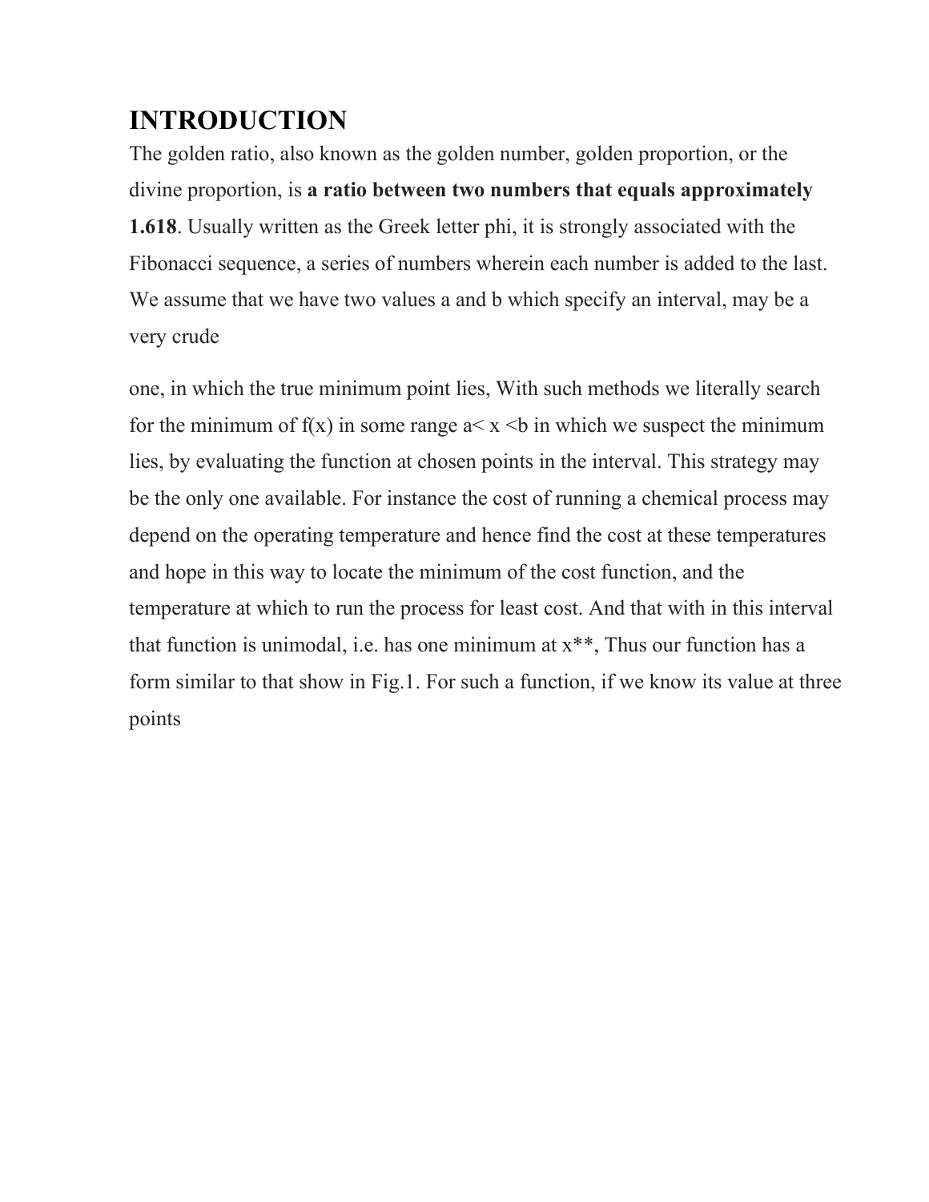# INTRODUCTION

The golden ratio, also known as the golden number, golden proportion, or the divine proportion, is **a ratio between two numbers that equals approximately 1.618**. Usually written as the Greek letter phi, it is strongly associated with the Fibonacci sequence, a series of numbers wherein each number is added to the last. We assume that we have two values a and b which specify an interval, may be a very crude

one, in which the true minimum point lies, With such methods we literally search for the minimum of $f(x)$ in some range $a< x <b$ in which we suspect the minimum lies, by evaluating the function at chosen points in the interval. This strategy may be the only one available. For instance the cost of running a chemical process may depend on the operating temperature and hence find the cost at these temperatures and hope in this way to locate the minimum of the cost function, and the temperature at which to run the process for least cost. And that with in this interval that function is unimodal, i.e. has one minimum at $x^{**}$, Thus our function has a form similar to that show in Fig.1. For such a function, if we know its value at three points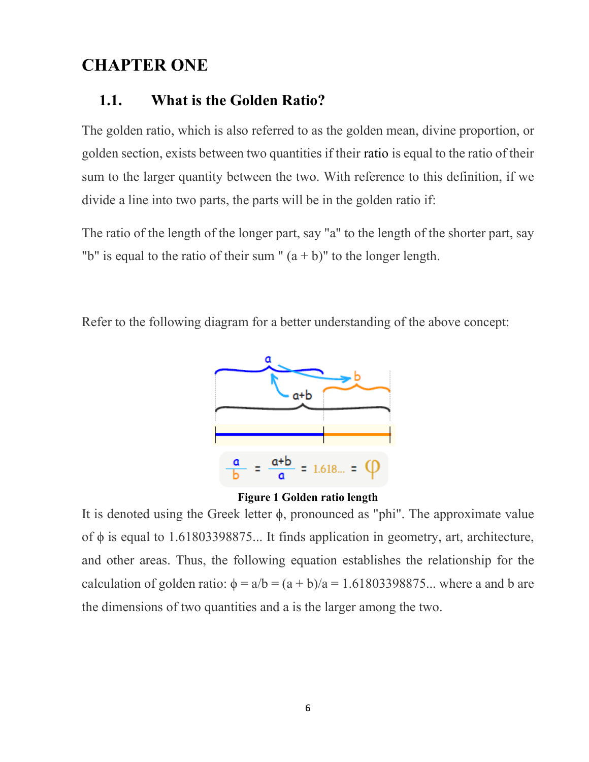# CHAPTER ONE

## 1.1. What is the Golden Ratio?

The golden ratio, which is also referred to as the golden mean, divine proportion, or golden section, exists between two quantities if their ratio is equal to the ratio of their sum to the larger quantity between the two. With reference to this definition, if we divide a line into two parts, the parts will be in the golden ratio if:

The ratio of the length of the longer part, say "a" to the length of the shorter part, say "b" is equal to the ratio of their sum " (a + b)" to the longer length.

Refer to the following diagram for a better understanding of the above concept:

$$\frac{a}{b} = \frac{a+b}{a} = 1.618... = \varphi$$

**Figure 1 Golden ratio length**

It is denoted using the Greek letter $\phi$, pronounced as "phi". The approximate value of $\phi$ is equal to 1.61803398875... It finds application in geometry, art, architecture, and other areas. Thus, the following equation establishes the relationship for the calculation of golden ratio: $\phi = a/b = (a + b)/a = 1.61803398875...$ where a and b are the dimensions of two quantities and a is the larger among the two.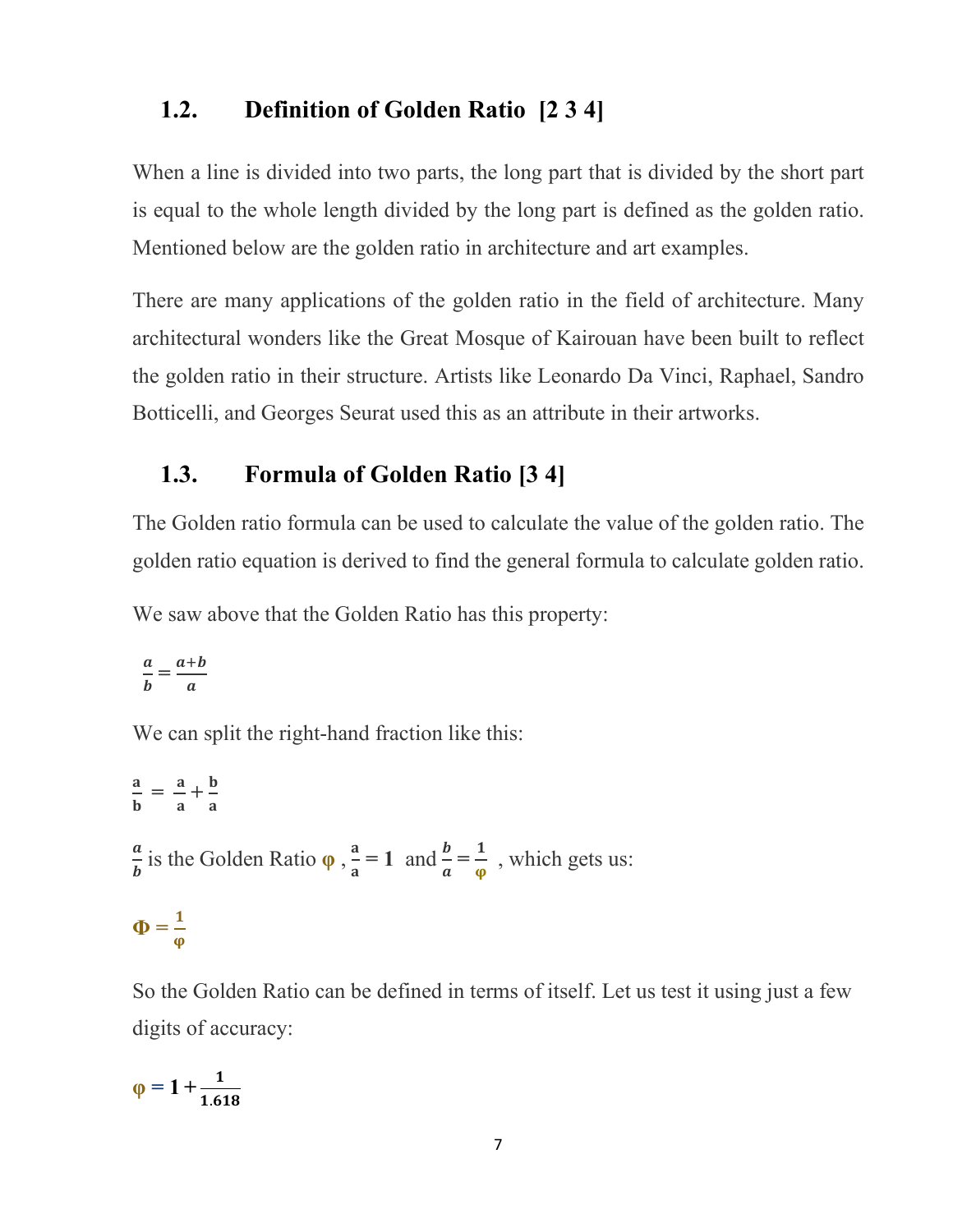## 1.2. Definition of Golden Ratio [2 3 4]

When a line is divided into two parts, the long part that is divided by the short part is equal to the whole length divided by the long part is defined as the golden ratio. Mentioned below are the golden ratio in architecture and art examples.

There are many applications of the golden ratio in the field of architecture. Many architectural wonders like the Great Mosque of Kairouan have been built to reflect the golden ratio in their structure. Artists like Leonardo Da Vinci, Raphael, Sandro Botticelli, and Georges Seurat used this as an attribute in their artworks.

## 1.3. Formula of Golden Ratio [3 4]

The Golden ratio formula can be used to calculate the value of the golden ratio. The golden ratio equation is derived to find the general formula to calculate golden ratio.

We saw above that the Golden Ratio has this property:

$$\frac{a}{b} = \frac{a+b}{a}$$

We can split the right-hand fraction like this:

$$\frac{a}{b} = \frac{a}{a} + \frac{b}{a}$$

$\frac{a}{b}$ is the Golden Ratio $\varphi$ , $\frac{a}{a} = 1$ and $\frac{b}{a} = \frac{1}{\varphi}$ , which gets us:

$$\Phi = \frac{1}{\varphi}$$

So the Golden Ratio can be defined in terms of itself. Let us test it using just a few digits of accuracy:

$$\varphi = 1 + \frac{1}{1.618}$$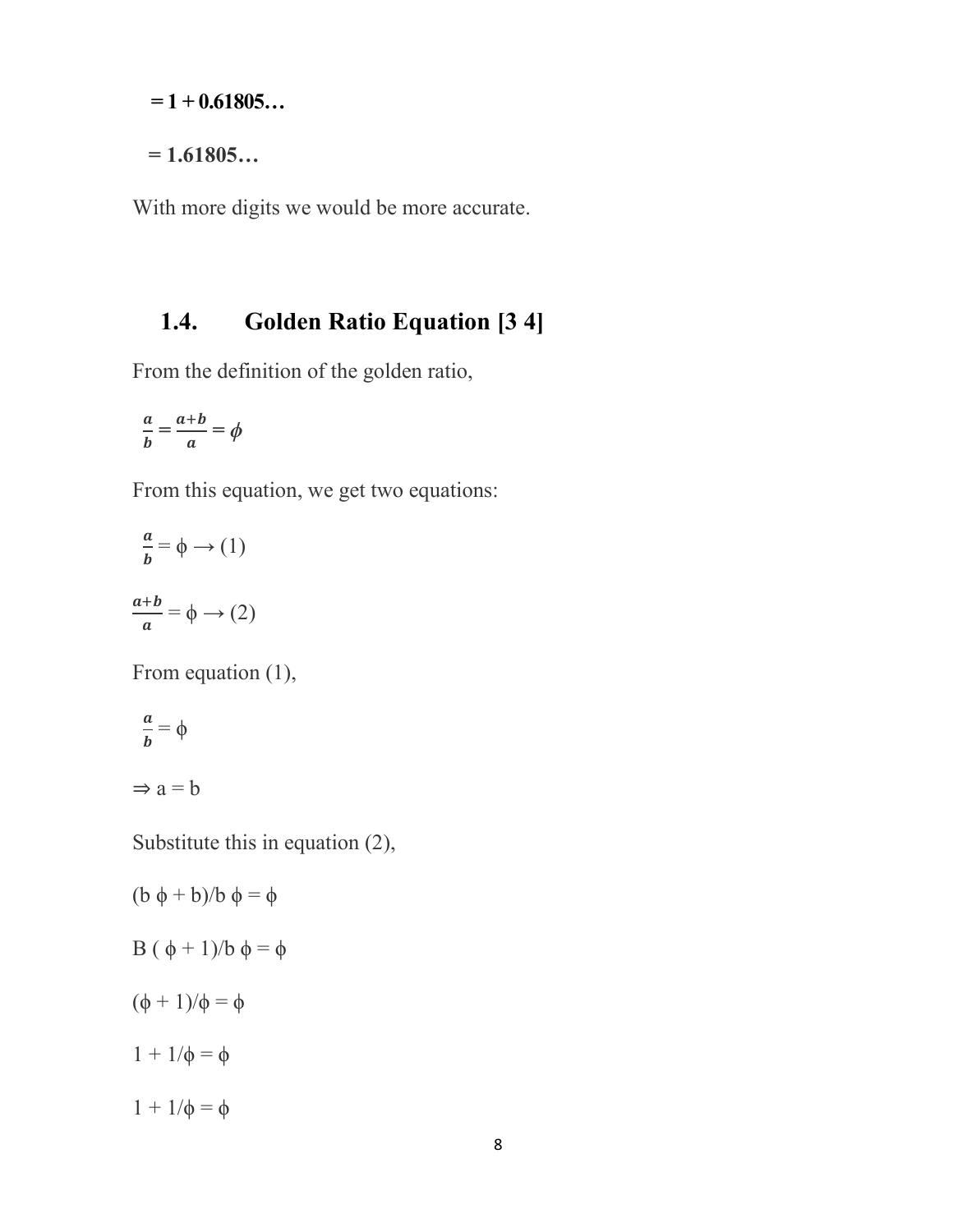$= 1 + 0.61805...$

$= 1.61805...$

With more digits we would be more accurate.

## 1.4. Golden Ratio Equation [3 4]

From the definition of the golden ratio,

$$\frac{a}{b} = \frac{a+b}{a} = \phi$$

From this equation, we get two equations:

$$\frac{a}{b} = \phi \rightarrow (1)$$

$$\frac{a+b}{a} = \phi \rightarrow (2)$$

From equation (1),

$$\frac{a}{b} = \phi$$

$$\Rightarrow a = b$$

Substitute this in equation (2),

$$(b\,\phi + b)/b\,\phi = \phi$$

$$B\,(\phi + 1)/b\,\phi = \phi$$

$$(\phi + 1)/\phi = \phi$$

$$1 + 1/\phi = \phi$$

$$1 + 1/\phi = \phi$$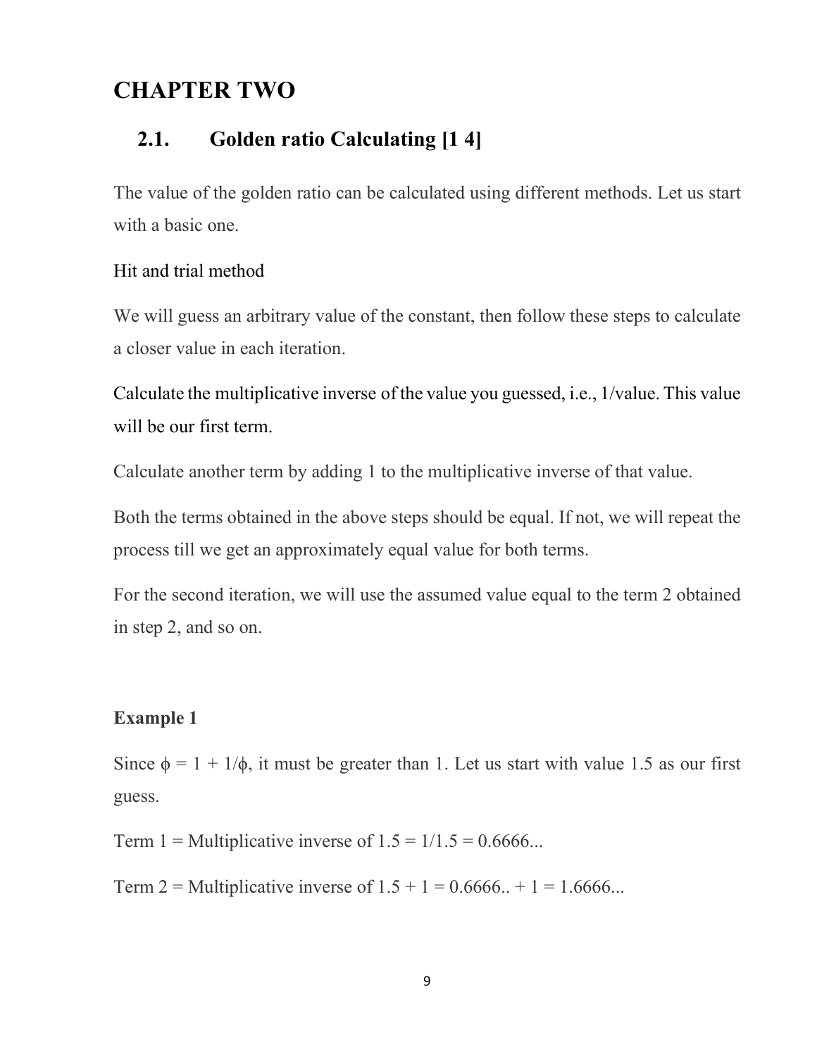# CHAPTER TWO

## 2.1. Golden ratio Calculating [1 4]

The value of the golden ratio can be calculated using different methods. Let us start with a basic one.

Hit and trial method

We will guess an arbitrary value of the constant, then follow these steps to calculate a closer value in each iteration.

Calculate the multiplicative inverse of the value you guessed, i.e., 1/value. This value will be our first term.

Calculate another term by adding 1 to the multiplicative inverse of that value.

Both the terms obtained in the above steps should be equal. If not, we will repeat the process till we get an approximately equal value for both terms.

For the second iteration, we will use the assumed value equal to the term 2 obtained in step 2, and so on.

**Example 1**

Since $\phi = 1 + 1/\phi$, it must be greater than 1. Let us start with value 1.5 as our first guess.

Term 1 = Multiplicative inverse of 1.5 = 1/1.5 = 0.6666...

Term 2 = Multiplicative inverse of 1.5 + 1 = 0.6666.. + 1 = 1.6666...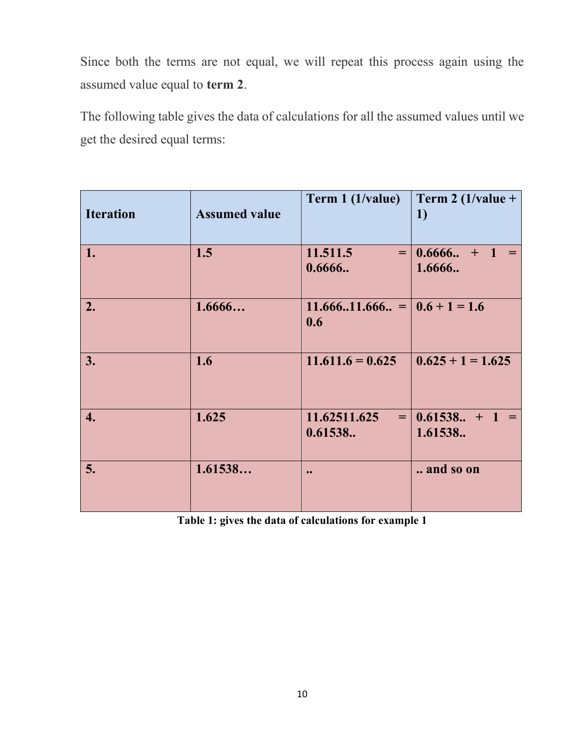Since both the terms are not equal, we will repeat this process again using the assumed value equal to **term 2**.

The following table gives the data of calculations for all the assumed values until we get the desired equal terms:

| Iteration | Assumed value | Term 1 (1/value) | Term 2 (1/value + 1) |
|---|---|---|---|
| **1.** | **1.5** | **11.511.5 = 0.6666..** | **0.6666.. + 1 = 1.6666..** |
| **2.** | **1.6666…** | **11.666..11.666.. = 0.6** | **0.6 + 1 = 1.6** |
| **3.** | **1.6** | **11.611.6 = 0.625** | **0.625 + 1 = 1.625** |
| **4.** | **1.625** | **11.62511.625 = 0.61538..** | **0.61538.. + 1 = 1.61538..** |
| **5.** | **1.61538…** | **..** | **.. and so on** |

**Table 1: gives the data of calculations for example 1**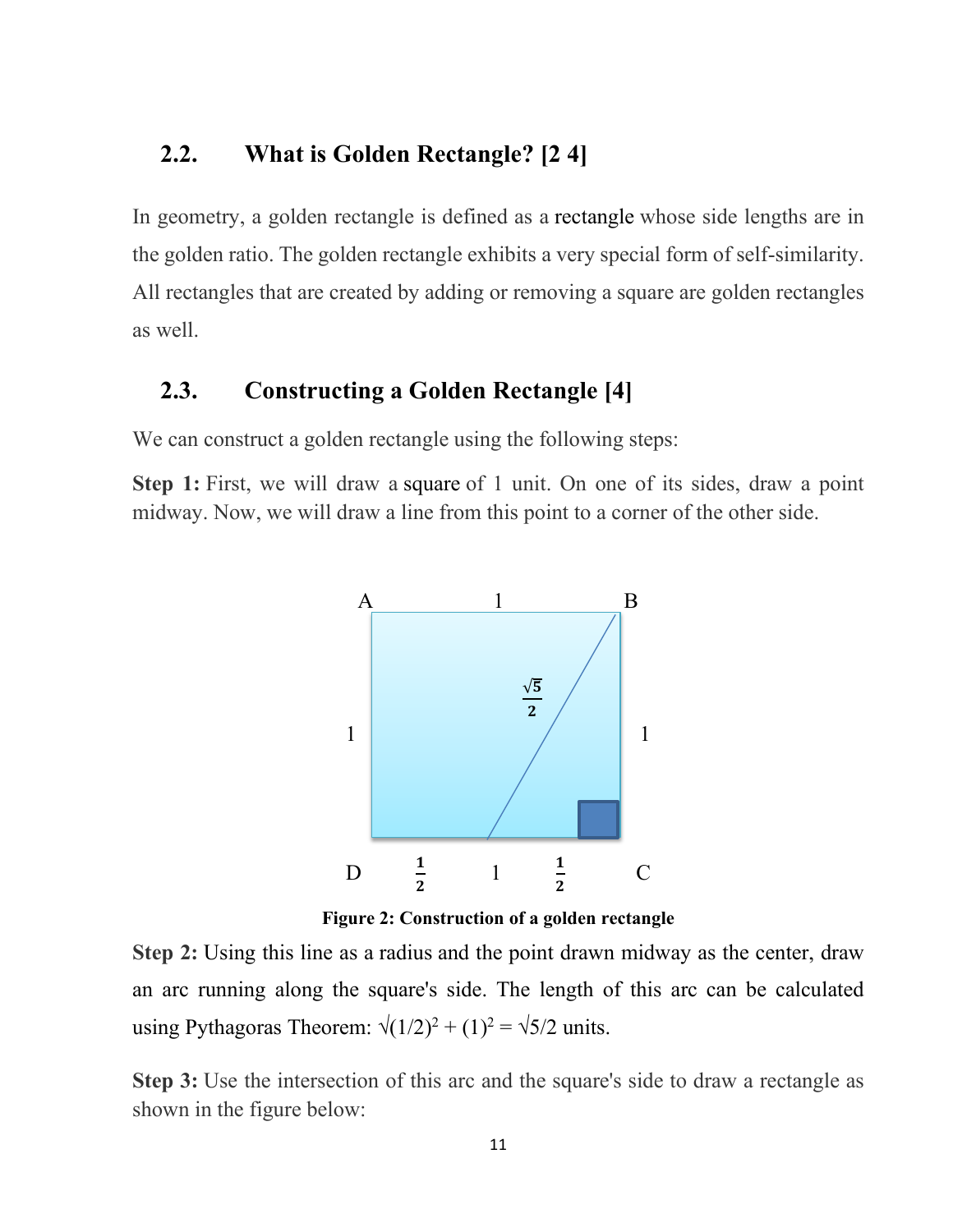## 2.2. What is Golden Rectangle? [2 4]

In geometry, a golden rectangle is defined as a rectangle whose side lengths are in the golden ratio. The golden rectangle exhibits a very special form of self-similarity. All rectangles that are created by adding or removing a square are golden rectangles as well.

## 2.3. Constructing a Golden Rectangle [4]

We can construct a golden rectangle using the following steps:

**Step 1:** First, we will draw a square of 1 unit. On one of its sides, draw a point midway. Now, we will draw a line from this point to a corner of the other side.

**Figure 2: Construction of a golden rectangle**

**Step 2:** Using this line as a radius and the point drawn midway as the center, draw an arc running along the square's side. The length of this arc can be calculated using Pythagoras Theorem: $\sqrt{(1/2)^2 + (1)^2} = \sqrt{5}/2$ units.

**Step 3:** Use the intersection of this arc and the square's side to draw a rectangle as shown in the figure below: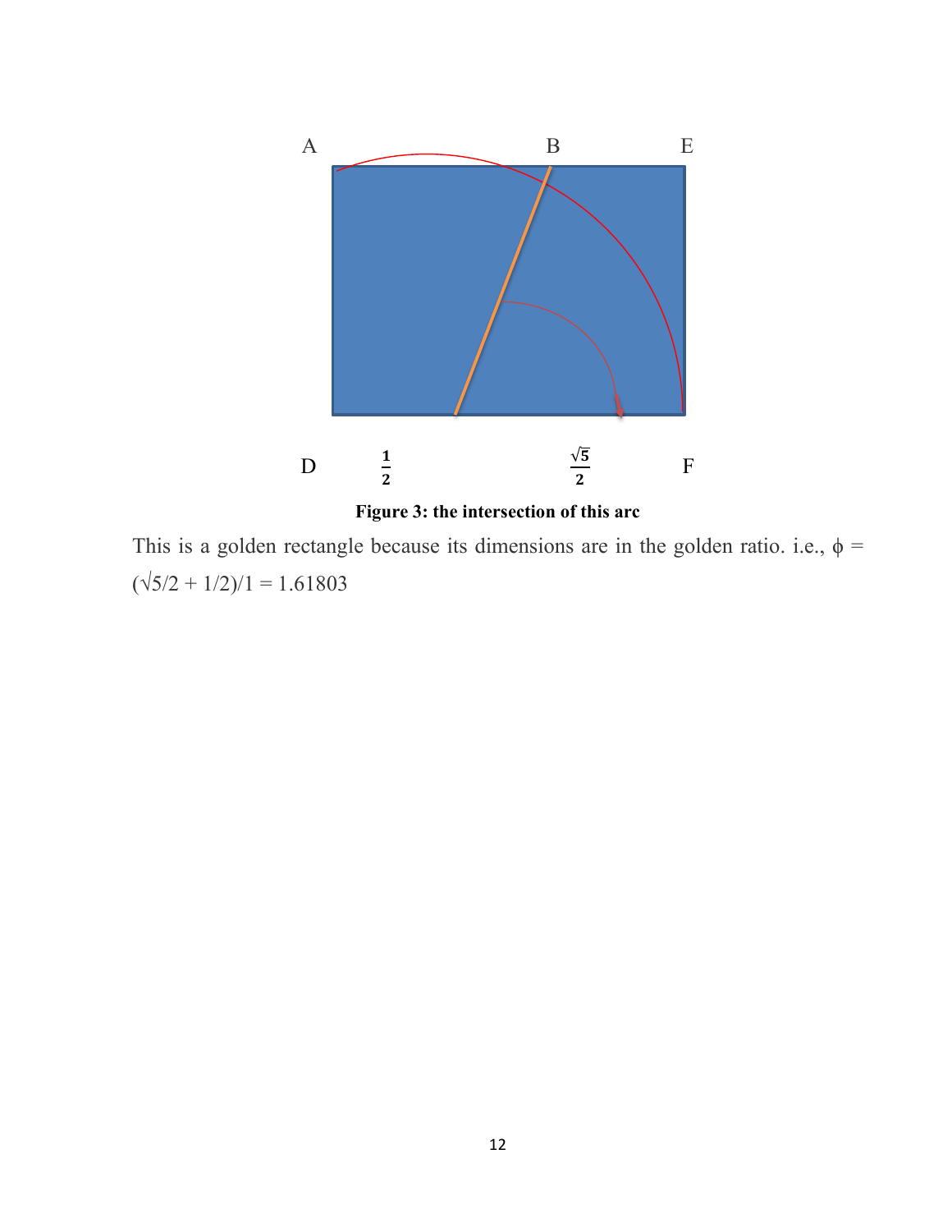A B E

D $\frac{1}{2}$ $\frac{\sqrt{5}}{2}$ F

**Figure 3: the intersection of this arc**

This is a golden rectangle because its dimensions are in the golden ratio. i.e., $\phi = (\sqrt{5}/2 + 1/2)/1 = 1.61803$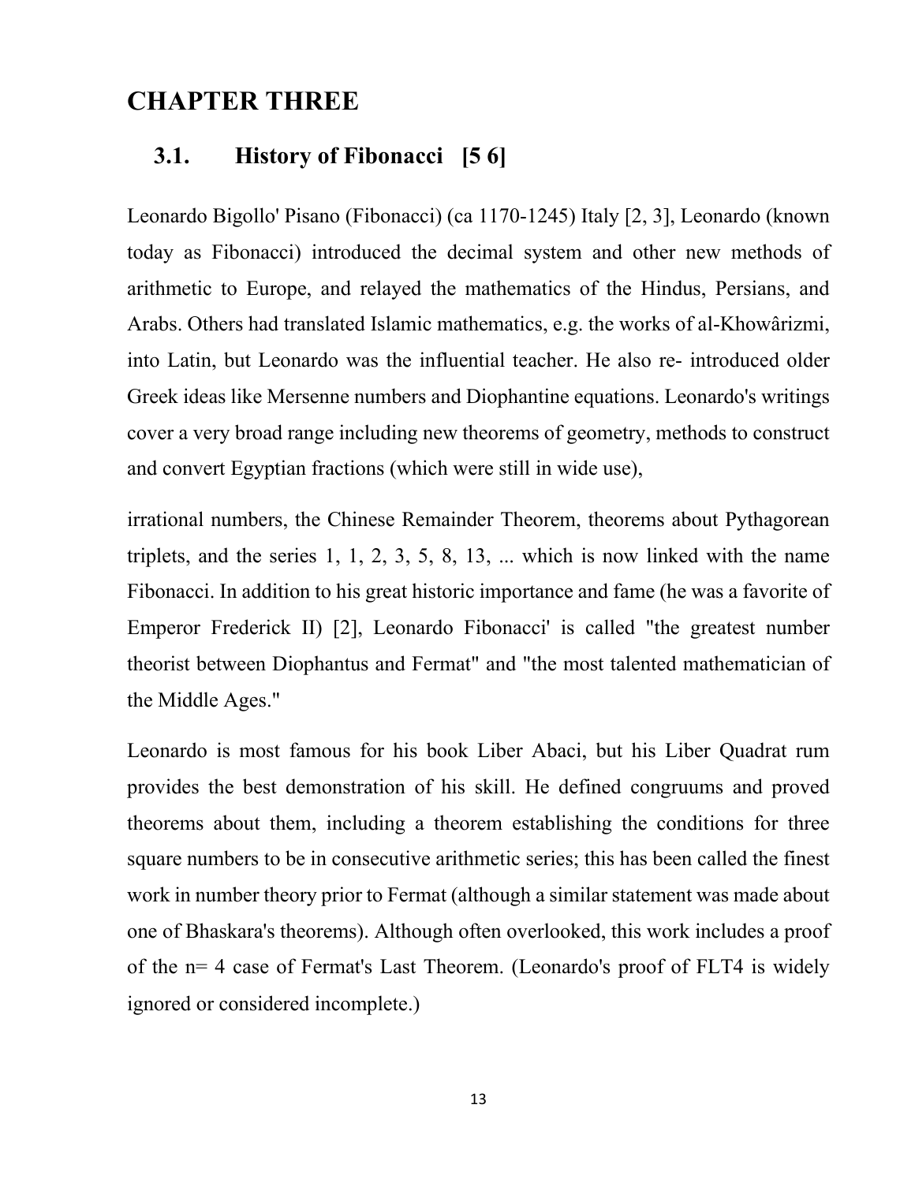# CHAPTER THREE

## 3.1. History of Fibonacci [5 6]

Leonardo Bigollo' Pisano (Fibonacci) (ca 1170-1245) Italy [2, 3], Leonardo (known today as Fibonacci) introduced the decimal system and other new methods of arithmetic to Europe, and relayed the mathematics of the Hindus, Persians, and Arabs. Others had translated Islamic mathematics, e.g. the works of al-Khowârizmi, into Latin, but Leonardo was the influential teacher. He also re- introduced older Greek ideas like Mersenne numbers and Diophantine equations. Leonardo's writings cover a very broad range including new theorems of geometry, methods to construct and convert Egyptian fractions (which were still in wide use),

irrational numbers, the Chinese Remainder Theorem, theorems about Pythagorean triplets, and the series 1, 1, 2, 3, 5, 8, 13, ... which is now linked with the name Fibonacci. In addition to his great historic importance and fame (he was a favorite of Emperor Frederick II) [2], Leonardo Fibonacci' is called "the greatest number theorist between Diophantus and Fermat" and "the most talented mathematician of the Middle Ages."

Leonardo is most famous for his book Liber Abaci, but his Liber Quadrat rum provides the best demonstration of his skill. He defined congruums and proved theorems about them, including a theorem establishing the conditions for three square numbers to be in consecutive arithmetic series; this has been called the finest work in number theory prior to Fermat (although a similar statement was made about one of Bhaskara's theorems). Although often overlooked, this work includes a proof of the n= 4 case of Fermat's Last Theorem. (Leonardo's proof of FLT4 is widely ignored or considered incomplete.)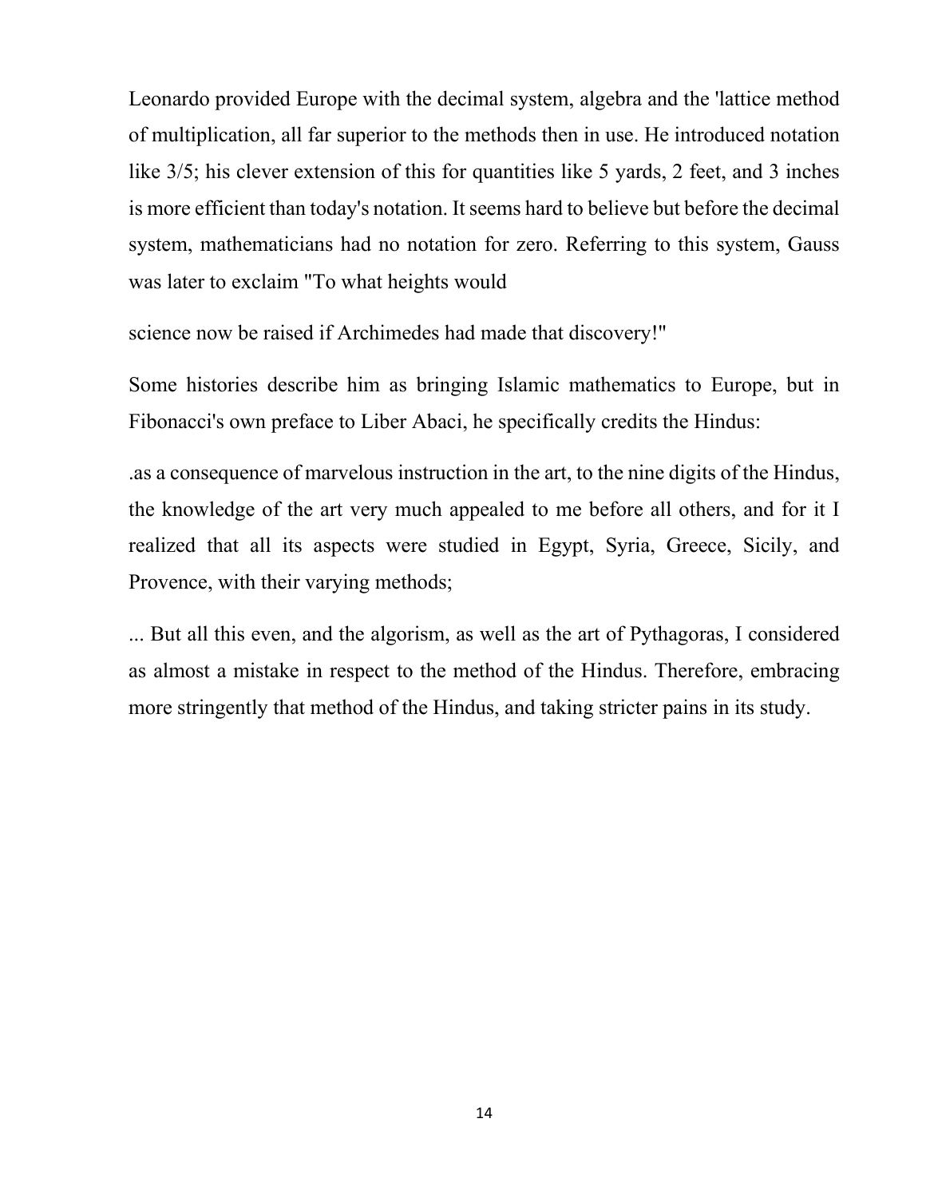Leonardo provided Europe with the decimal system, algebra and the 'lattice method of multiplication, all far superior to the methods then in use. He introduced notation like 3/5; his clever extension of this for quantities like 5 yards, 2 feet, and 3 inches is more efficient than today's notation. It seems hard to believe but before the decimal system, mathematicians had no notation for zero. Referring to this system, Gauss was later to exclaim "To what heights would

science now be raised if Archimedes had made that discovery!"

Some histories describe him as bringing Islamic mathematics to Europe, but in Fibonacci's own preface to Liber Abaci, he specifically credits the Hindus:

.as a consequence of marvelous instruction in the art, to the nine digits of the Hindus, the knowledge of the art very much appealed to me before all others, and for it I realized that all its aspects were studied in Egypt, Syria, Greece, Sicily, and Provence, with their varying methods;

... But all this even, and the algorism, as well as the art of Pythagoras, I considered as almost a mistake in respect to the method of the Hindus. Therefore, embracing more stringently that method of the Hindus, and taking stricter pains in its study.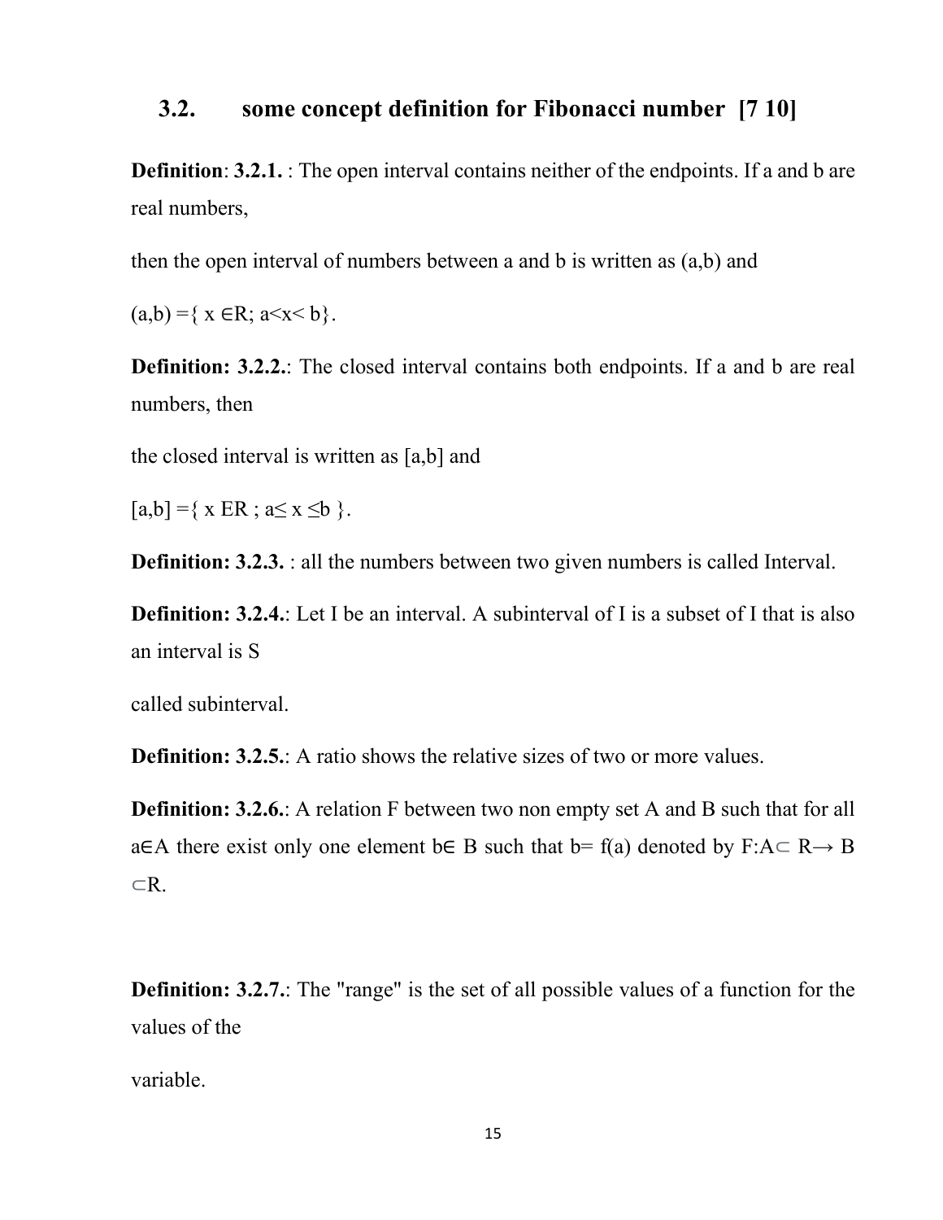## 3.2. some concept definition for Fibonacci number [7 10]

**Definition**: **3.2.1.** : The open interval contains neither of the endpoints. If a and b are real numbers,

then the open interval of numbers between a and b is written as (a,b) and

$(a,b) = \{ x \in R; a<x< b\}$.

**Definition: 3.2.2.**: The closed interval contains both endpoints. If a and b are real numbers, then

the closed interval is written as [a,b] and

$[a,b] = \{ x$ ER ; $a\leq x \leq b \}$.

**Definition: 3.2.3.** : all the numbers between two given numbers is called Interval.

**Definition: 3.2.4.**: Let I be an interval. A subinterval of I is a subset of I that is also an interval is S

called subinterval.

**Definition: 3.2.5.**: A ratio shows the relative sizes of two or more values.

**Definition: 3.2.6.**: A relation F between two non empty set A and B such that for all $a\in A$ there exist only one element $b\in B$ such that $b= f(a)$ denoted by $F:A\subset R\rightarrow B \subset R$.

**Definition: 3.2.7.**: The "range" is the set of all possible values of a function for the values of the

variable.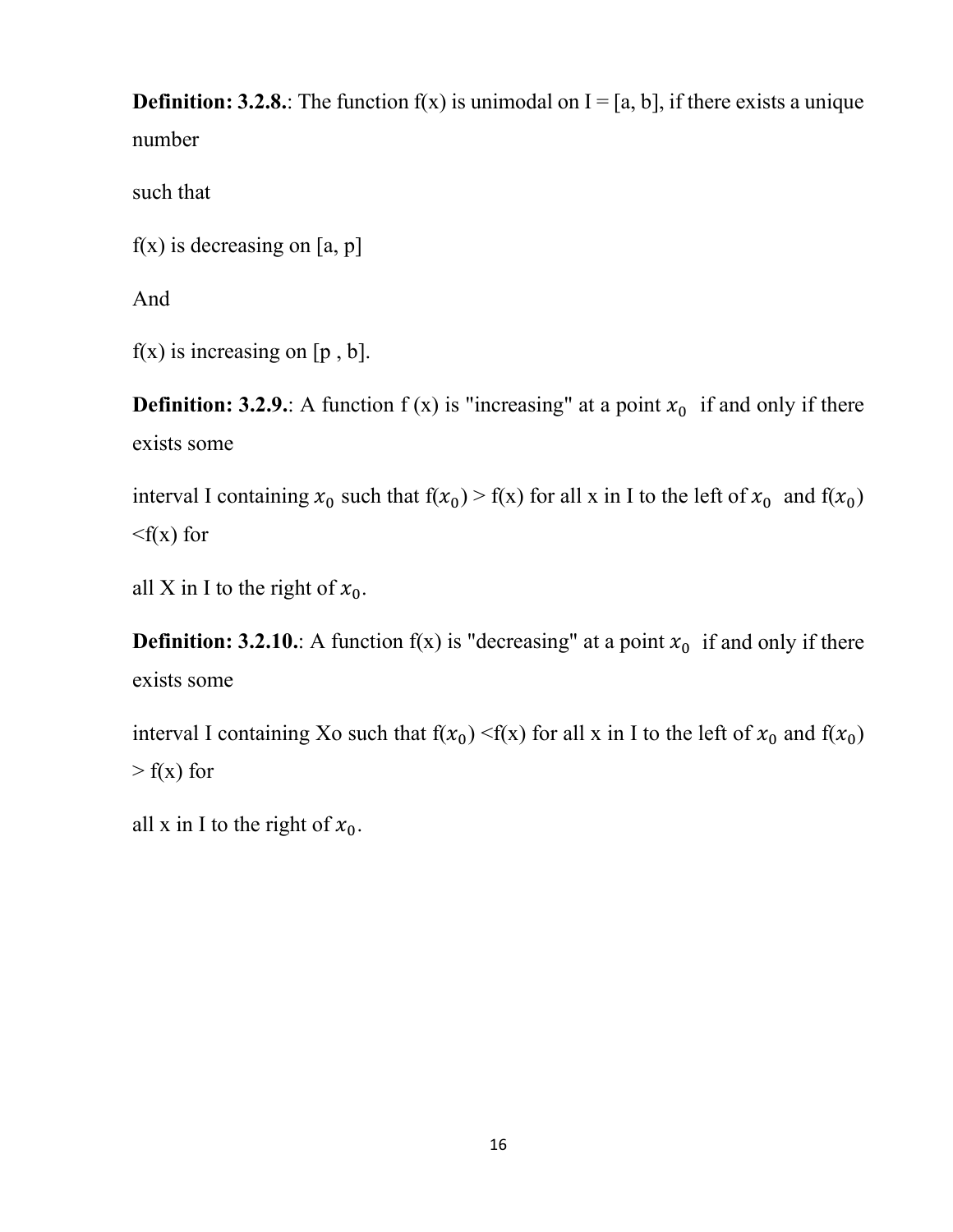**Definition: 3.2.8.**: The function f(x) is unimodal on I = [a, b], if there exists a unique number

such that

f(x) is decreasing on [a, p]

And

f(x) is increasing on [p , b].

**Definition: 3.2.9.**: A function f (x) is "increasing" at a point $x_0$ if and only if there exists some

interval I containing $x_0$ such that f($x_0$) > f(x) for all x in I to the left of $x_0$ and f($x_0$) <f(x) for

all X in I to the right of $x_0$.

**Definition: 3.2.10.**: A function f(x) is "decreasing" at a point $x_0$ if and only if there exists some

interval I containing Xo such that f($x_0$) <f(x) for all x in I to the left of $x_0$ and f($x_0$) > f(x) for

all x in I to the right of $x_0$.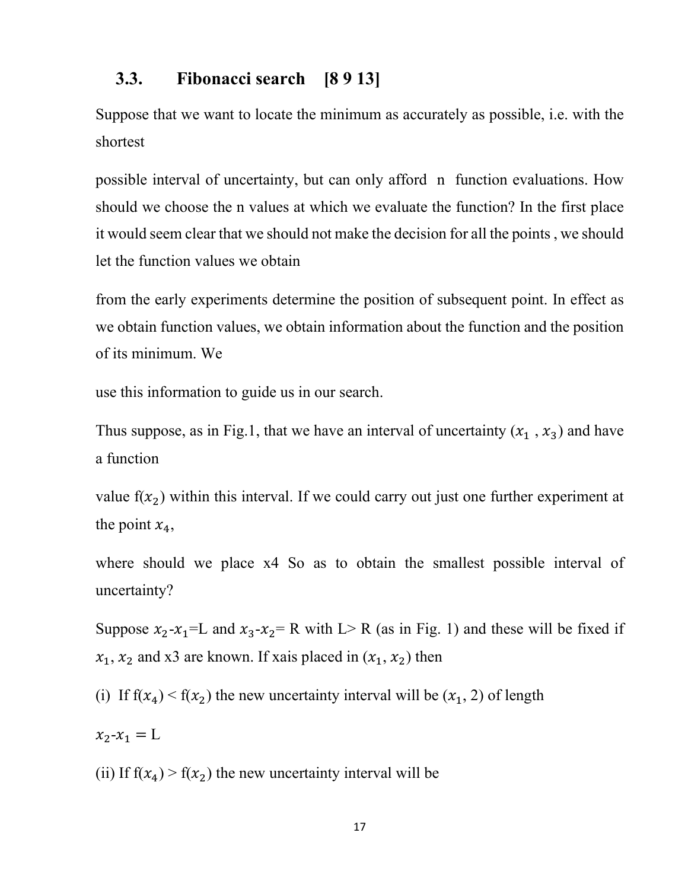### 3.3. Fibonacci search [8 9 13]

Suppose that we want to locate the minimum as accurately as possible, i.e. with the shortest

possible interval of uncertainty, but can only afford n function evaluations. How should we choose the n values at which we evaluate the function? In the first place it would seem clear that we should not make the decision for all the points , we should let the function values we obtain

from the early experiments determine the position of subsequent point. In effect as we obtain function values, we obtain information about the function and the position of its minimum. We

use this information to guide us in our search.

Thus suppose, as in Fig.1, that we have an interval of uncertainty ($x_1$ , $x_3$) and have a function

value f($x_2$) within this interval. If we could carry out just one further experiment at the point $x_4$,

where should we place x4 So as to obtain the smallest possible interval of uncertainty?

Suppose $x_2$-$x_1$=L and $x_3$-$x_2$= R with L> R (as in Fig. 1) and these will be fixed if $x_1$, $x_2$ and x3 are known. If xais placed in ($x_1$, $x_2$) then

(i) If f($x_4$) < f($x_2$) the new uncertainty interval will be ($x_1$, 2) of length

$x_2$-$x_1$ = L

(ii) If f($x_4$) > f($x_2$) the new uncertainty interval will be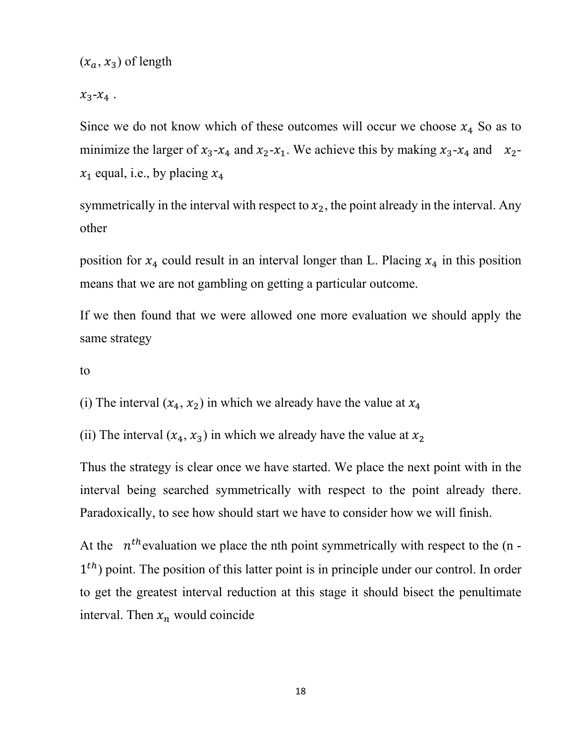$(x_a, x_3)$ of length

$x_3$-$x_4$ .

Since we do not know which of these outcomes will occur we choose $x_4$ So as to minimize the larger of $x_3$-$x_4$ and $x_2$-$x_1$. We achieve this by making $x_3$-$x_4$ and $x_2$-$x_1$ equal, i.e., by placing $x_4$

symmetrically in the interval with respect to $x_2$, the point already in the interval. Any other

position for $x_4$ could result in an interval longer than L. Placing $x_4$ in this position means that we are not gambling on getting a particular outcome.

If we then found that we were allowed one more evaluation we should apply the same strategy

to

(i) The interval $(x_4, x_2)$ in which we already have the value at $x_4$

(ii) The interval $(x_4, x_3)$ in which we already have the value at $x_2$

Thus the strategy is clear once we have started. We place the next point with in the interval being searched symmetrically with respect to the point already there. Paradoxically, to see how should start we have to consider how we will finish.

At the $n^{th}$ evaluation we place the nth point symmetrically with respect to the (n - $1^{th}$) point. The position of this latter point is in principle under our control. In order to get the greatest interval reduction at this stage it should bisect the penultimate interval. Then $x_n$ would coincide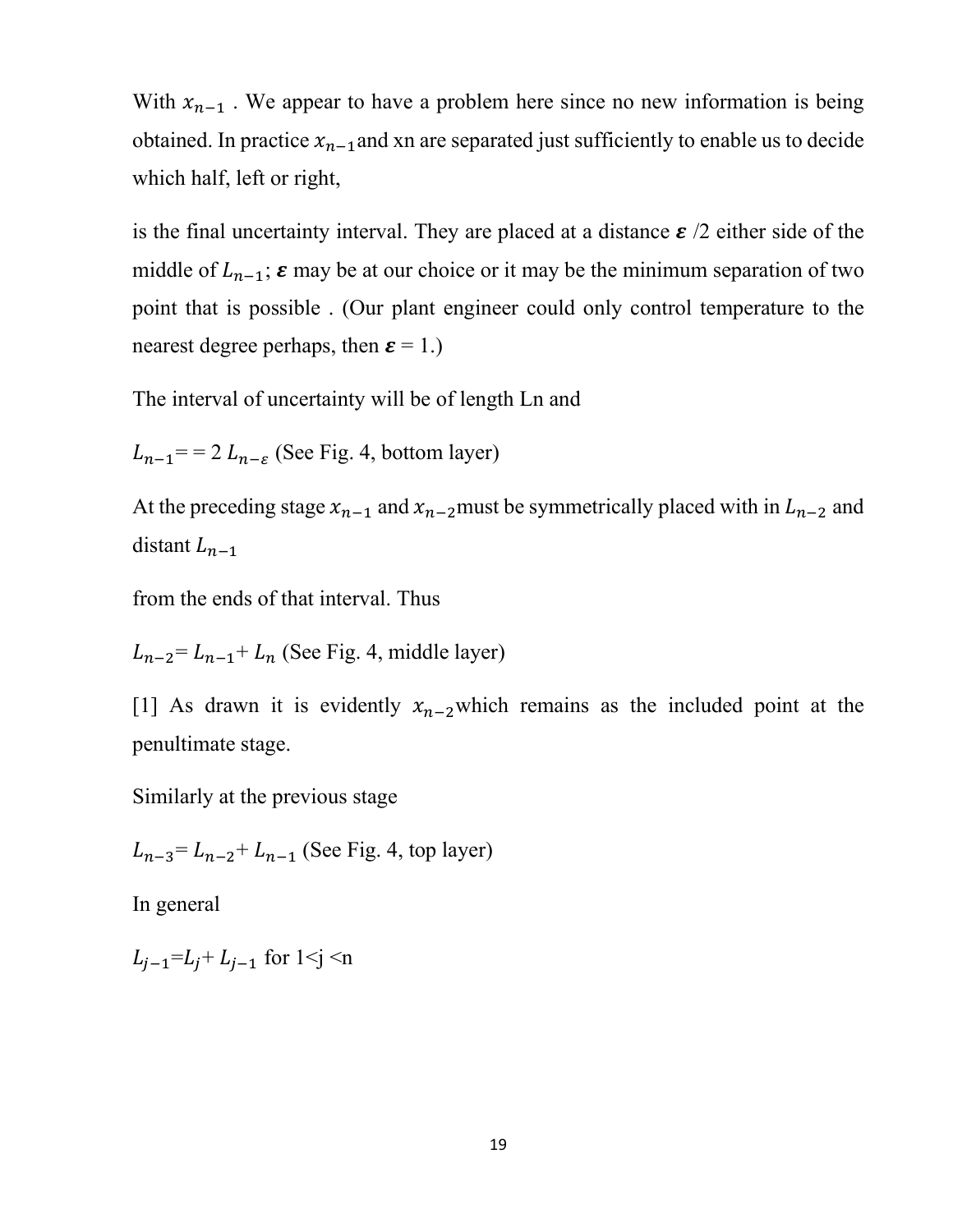With $x_{n-1}$ . We appear to have a problem here since no new information is being obtained. In practice $x_{n-1}$ and xn are separated just sufficiently to enable us to decide which half, left or right,

is the final uncertainty interval. They are placed at a distance $\boldsymbol{\varepsilon}$ /2 either side of the middle of $L_{n-1}$; $\boldsymbol{\varepsilon}$ may be at our choice or it may be the minimum separation of two point that is possible . (Our plant engineer could only control temperature to the nearest degree perhaps, then $\boldsymbol{\varepsilon} = 1$.)

The interval of uncertainty will be of length Ln and

$L_{n-1} = = 2\, L_{n-\varepsilon}$ (See Fig. 4, bottom layer)

At the preceding stage $x_{n-1}$ and $x_{n-2}$ must be symmetrically placed with in $L_{n-2}$ and distant $L_{n-1}$

from the ends of that interval. Thus

$L_{n-2} = L_{n-1} + L_n$ (See Fig. 4, middle layer)

[1] As drawn it is evidently $x_{n-2}$ which remains as the included point at the penultimate stage.

Similarly at the previous stage

$L_{n-3} = L_{n-2} + L_{n-1}$ (See Fig. 4, top layer)

In general

$L_{j-1} = L_j + L_{j-1}$ for $1 < j < n$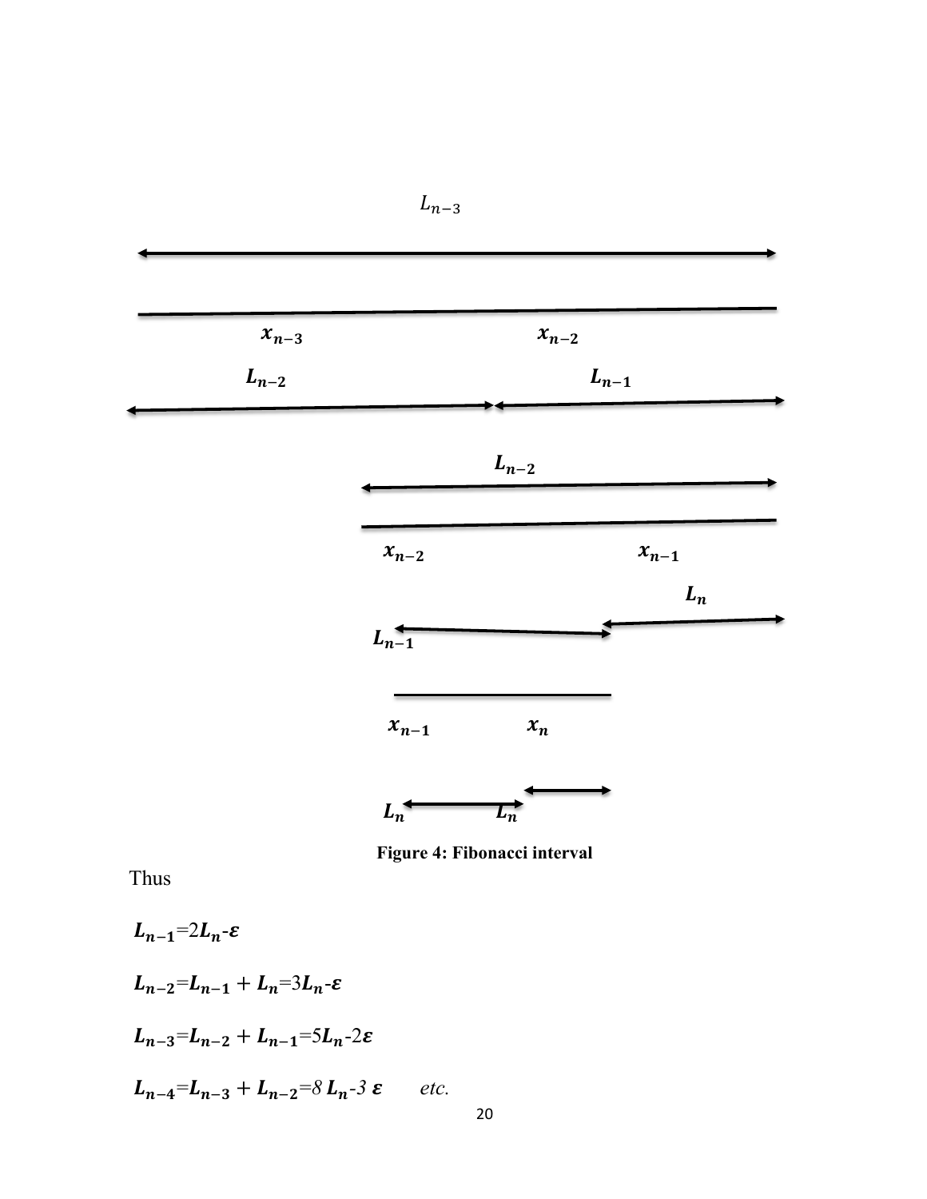$L_{n-3}$

$x_{n-3}$ $x_{n-2}$

$L_{n-2}$ $L_{n-1}$

$L_{n-2}$

$x_{n-2}$ $x_{n-1}$

$L_n$

$L_{n-1}$

$x_{n-1}$ $x_n$

$L_n$ $L_n$

**Figure 4: Fibonacci interval**

Thus

$L_{n-1}=2L_n-\varepsilon$

$L_{n-2}=L_{n-1}+L_n=3L_n-\varepsilon$

$L_{n-3}=L_{n-2}+L_{n-1}=5L_n-2\varepsilon$

$L_{n-4}=L_{n-3}+L_{n-2}=8\,L_n-3\,\varepsilon$ *etc.*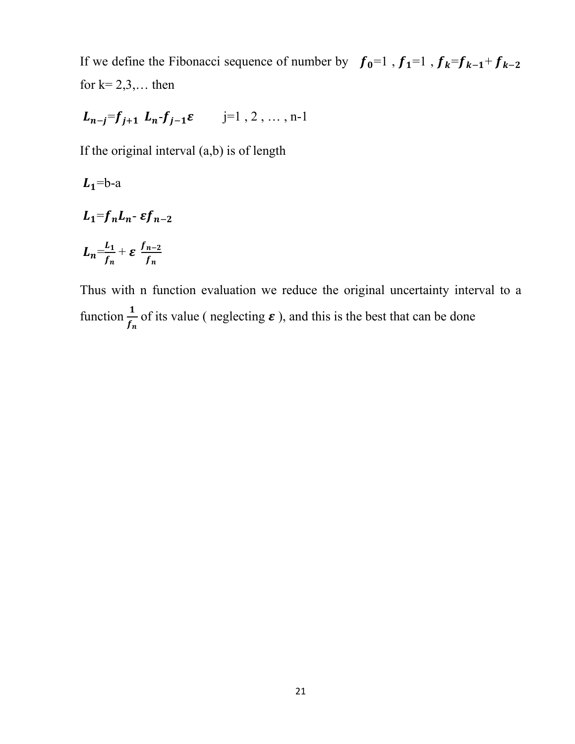If we define the Fibonacci sequence of number by $f_0=1$ , $f_1=1$ , $f_k=f_{k-1}+f_{k-2}$ for k= 2,3,… then

$$L_{n-j}=f_{j+1}\ L_n-f_{j-1}\varepsilon \qquad j=1\ ,2\ ,\ \dots\ ,\ n\text{-}1$$

If the original interval (a,b) is of length

$$L_1=b-a$$

$$L_1=f_nL_n-\ \varepsilon f_{n-2}$$

$$L_n=\frac{L_1}{f_n}+\varepsilon\ \frac{f_{n-2}}{f_n}$$

Thus with n function evaluation we reduce the original uncertainty interval to a function $\frac{1}{f_n}$ of its value ( neglecting $\varepsilon$ ), and this is the best that can be done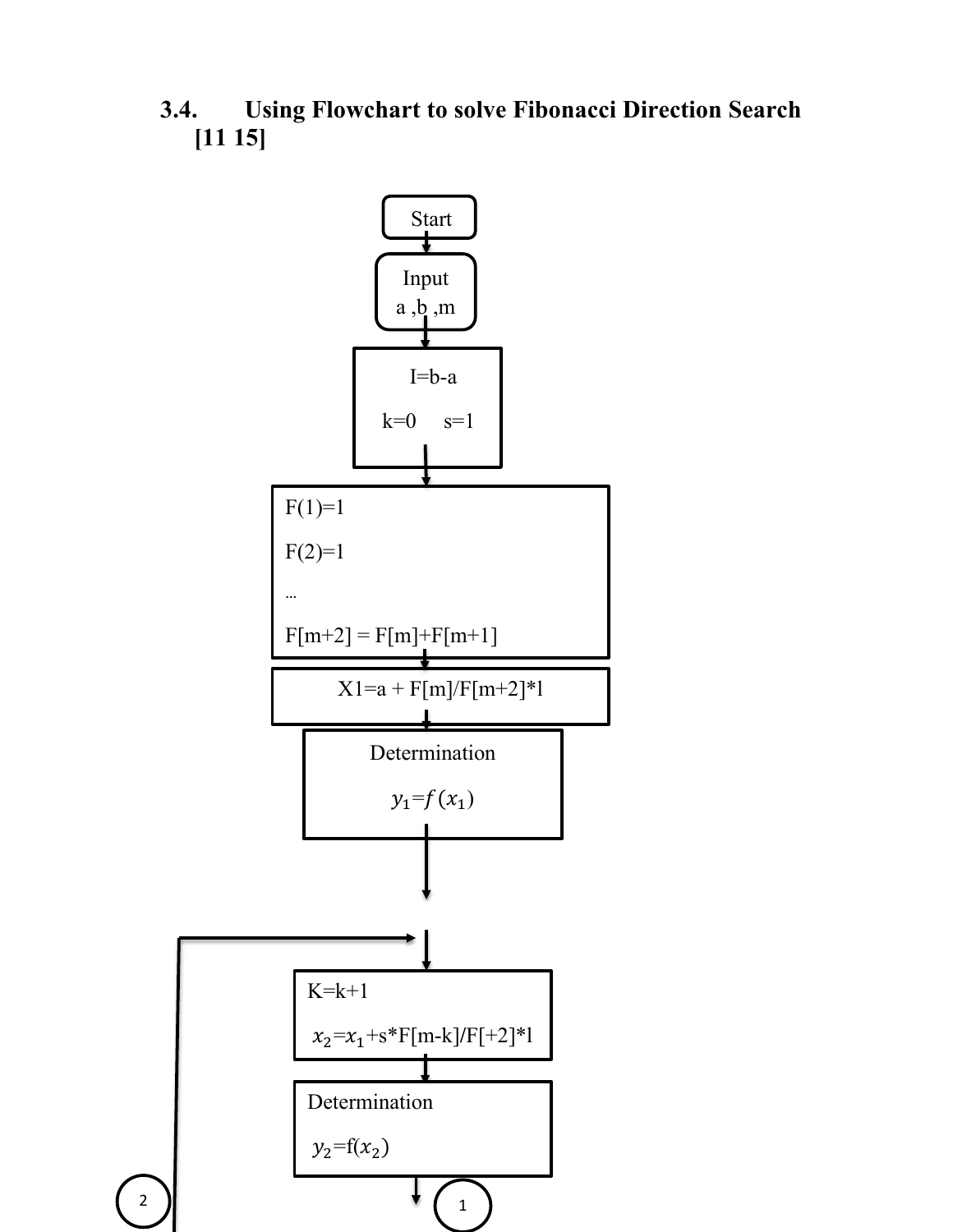### 3.4. Using Flowchart to solve Fibonacci Direction Search [11 15]

Start

Input
a ,b ,m

I=b-a

k=0 s=1

F(1)=1

F(2)=1

…

F[m+2] = F[m]+F[m+1]

X1=a + F[m]/F[m+2]*l

Determination

$y_1=f(x_1)$

K=k+1

$x_2=x_1$+s*F[m-k]/F[+2]*l

Determination

$y_2$=f($x_2$)

2

1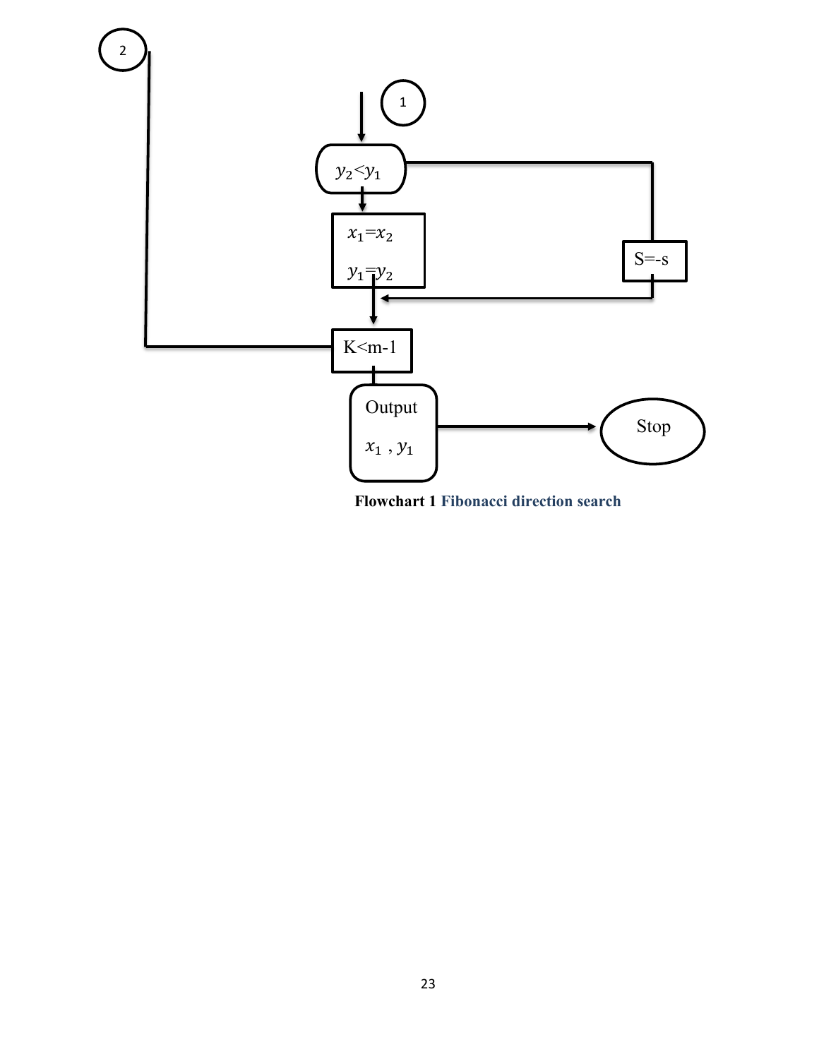Flowchart 1 Fibonacci direction search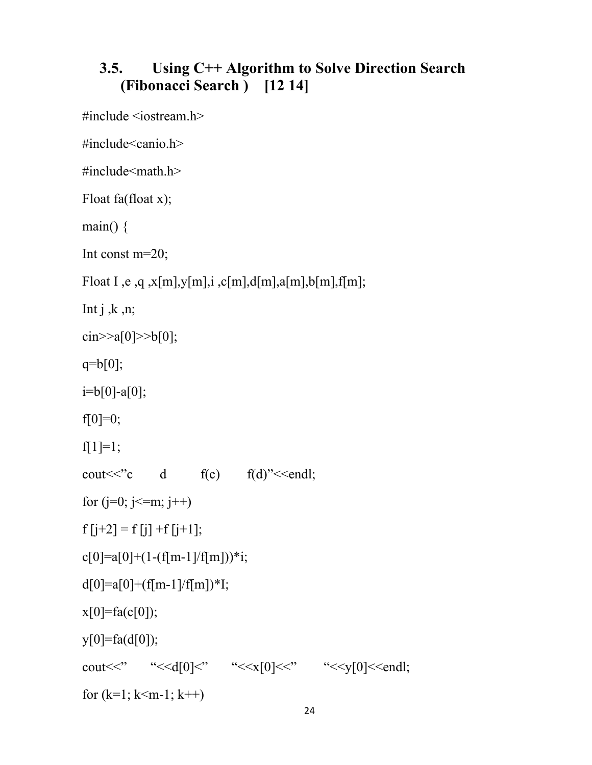## 3.5. Using C++ Algorithm to Solve Direction Search (Fibonacci Search ) [12 14]

```
#include <iostream.h>

#include<canio.h>

#include<math.h>

Float fa(float x);

main() {

Int const m=20;

Float I ,e ,q ,x[m],y[m],i ,c[m],d[m],a[m],b[m],f[m];

Int j ,k ,n;

cin>>a[0]>>b[0];

q=b[0];

i=b[0]-a[0];

f[0]=0;

f[1]=1;

cout<<"c       d         f(c)       f(d)"<<endl;

for (j=0; j<=m; j++)

f [j+2] = f [j] +f [j+1];

c[0]=a[0]+(1-(f[m-1]/f[m]))*i;

d[0]=a[0]+(f[m-1]/f[m])*I;

x[0]=fa(c[0]);

y[0]=fa(d[0]);

cout<<"      "<<d[0]<"      "<<x[0]<<"       "<<y[0]<<endl;

for (k=1; k<m-1; k++)
```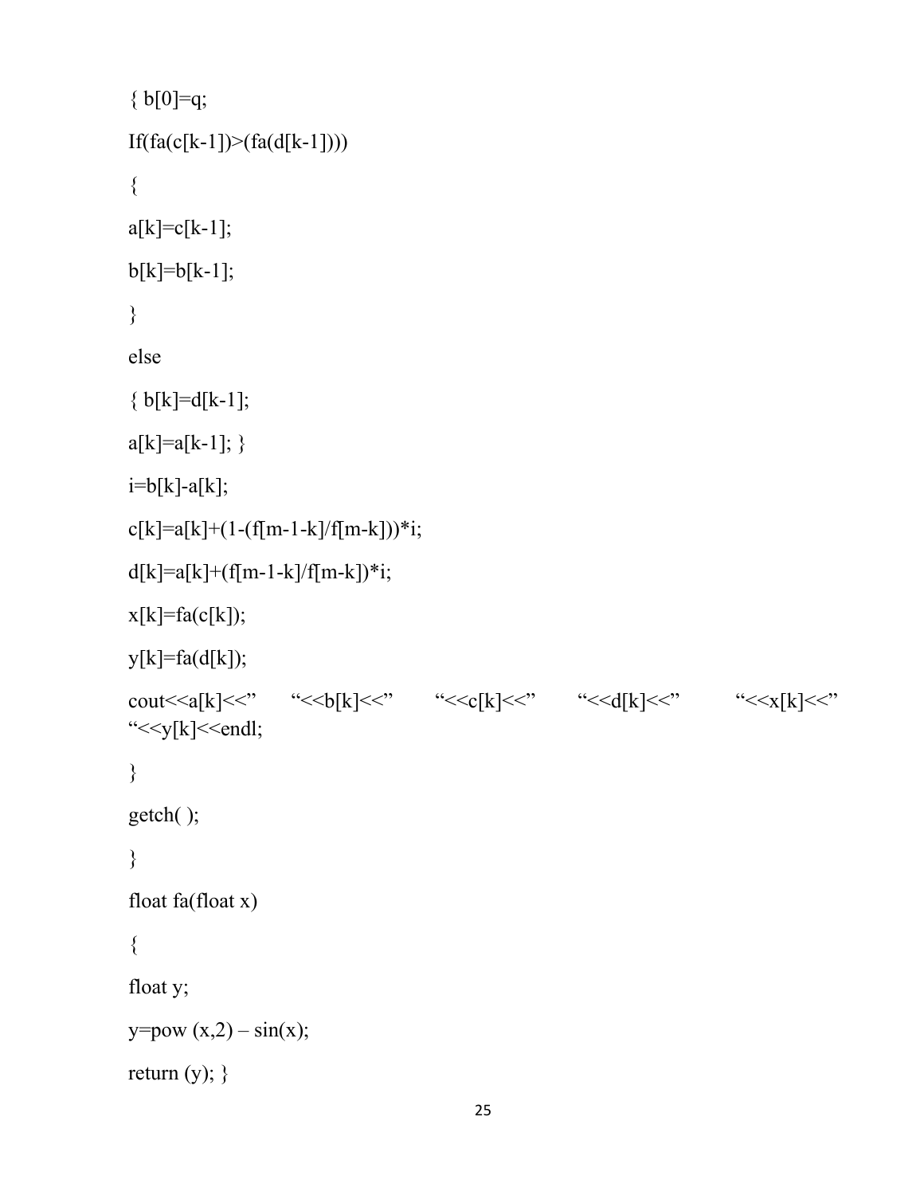```
{ b[0]=q;
If(fa(c[k-1])>(fa(d[k-1])))
{
a[k]=c[k-1];
b[k]=b[k-1];
}
else
{ b[k]=d[k-1];
a[k]=a[k-1]; }
i=b[k]-a[k];
c[k]=a[k]+(1-(f[m-1-k]/f[m-k]))*i;
d[k]=a[k]+(f[m-1-k]/f[m-k])*i;
x[k]=fa(c[k]);
y[k]=fa(d[k]);
cout<<a[k]<<" "<<b[k]<<" "<<c[k]<<" "<<d[k]<<" "<<x[k]<<" "<<y[k]<<endl;
}
getch( );
}
float fa(float x)
{
float y;
y=pow (x,2) – sin(x);
return (y); }
```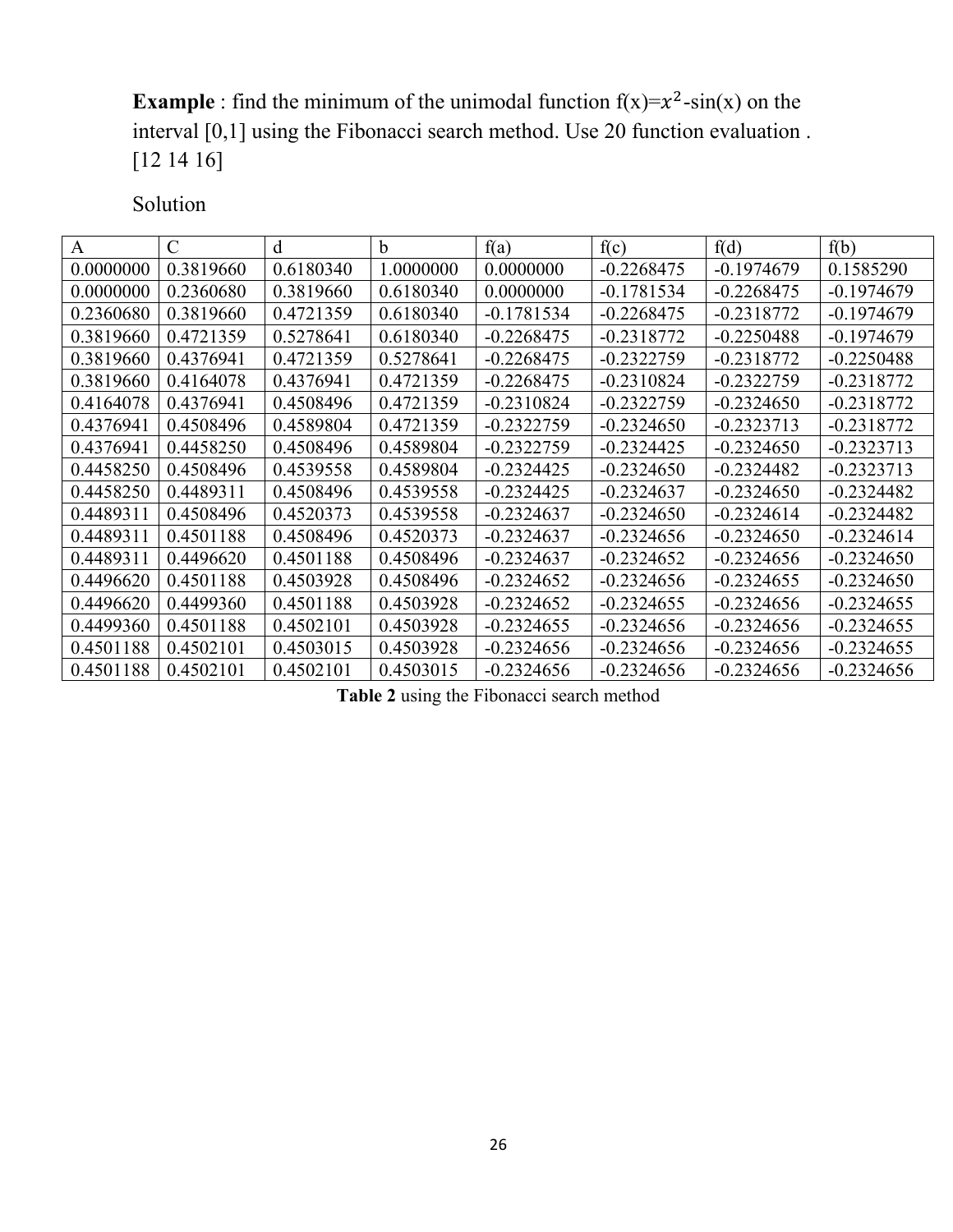**Example** : find the minimum of the unimodal function f(x)=$x^2$-sin(x) on the interval [0,1] using the Fibonacci search method. Use 20 function evaluation . [12 14 16]

Solution

| A | C | d | b | f(a) | f(c) | f(d) | f(b) |
|---|---|---|---|---|---|---|---|
| 0.0000000 | 0.3819660 | 0.6180340 | 1.0000000 | 0.0000000 | -0.2268475 | -0.1974679 | 0.1585290 |
| 0.0000000 | 0.2360680 | 0.3819660 | 0.6180340 | 0.0000000 | -0.1781534 | -0.2268475 | -0.1974679 |
| 0.2360680 | 0.3819660 | 0.4721359 | 0.6180340 | -0.1781534 | -0.2268475 | -0.2318772 | -0.1974679 |
| 0.3819660 | 0.4721359 | 0.5278641 | 0.6180340 | -0.2268475 | -0.2318772 | -0.2250488 | -0.1974679 |
| 0.3819660 | 0.4376941 | 0.4721359 | 0.5278641 | -0.2268475 | -0.2322759 | -0.2318772 | -0.2250488 |
| 0.3819660 | 0.4164078 | 0.4376941 | 0.4721359 | -0.2268475 | -0.2310824 | -0.2322759 | -0.2318772 |
| 0.4164078 | 0.4376941 | 0.4508496 | 0.4721359 | -0.2310824 | -0.2322759 | -0.2324650 | -0.2318772 |
| 0.4376941 | 0.4508496 | 0.4589804 | 0.4721359 | -0.2322759 | -0.2324650 | -0.2323713 | -0.2318772 |
| 0.4376941 | 0.4458250 | 0.4508496 | 0.4589804 | -0.2322759 | -0.2324425 | -0.2324650 | -0.2323713 |
| 0.4458250 | 0.4508496 | 0.4539558 | 0.4589804 | -0.2324425 | -0.2324650 | -0.2324482 | -0.2323713 |
| 0.4458250 | 0.4489311 | 0.4508496 | 0.4539558 | -0.2324425 | -0.2324637 | -0.2324650 | -0.2324482 |
| 0.4489311 | 0.4508496 | 0.4520373 | 0.4539558 | -0.2324637 | -0.2324650 | -0.2324614 | -0.2324482 |
| 0.4489311 | 0.4501188 | 0.4508496 | 0.4520373 | -0.2324637 | -0.2324656 | -0.2324650 | -0.2324614 |
| 0.4489311 | 0.4496620 | 0.4501188 | 0.4508496 | -0.2324637 | -0.2324652 | -0.2324656 | -0.2324650 |
| 0.4496620 | 0.4501188 | 0.4503928 | 0.4508496 | -0.2324652 | -0.2324656 | -0.2324655 | -0.2324650 |
| 0.4496620 | 0.4499360 | 0.4501188 | 0.4503928 | -0.2324652 | -0.2324655 | -0.2324656 | -0.2324655 |
| 0.4499360 | 0.4501188 | 0.4502101 | 0.4503928 | -0.2324655 | -0.2324656 | -0.2324656 | -0.2324655 |
| 0.4501188 | 0.4502101 | 0.4503015 | 0.4503928 | -0.2324656 | -0.2324656 | -0.2324656 | -0.2324655 |
| 0.4501188 | 0.4502101 | 0.4502101 | 0.4503015 | -0.2324656 | -0.2324656 | -0.2324656 | -0.2324656 |

**Table 2** using the Fibonacci search method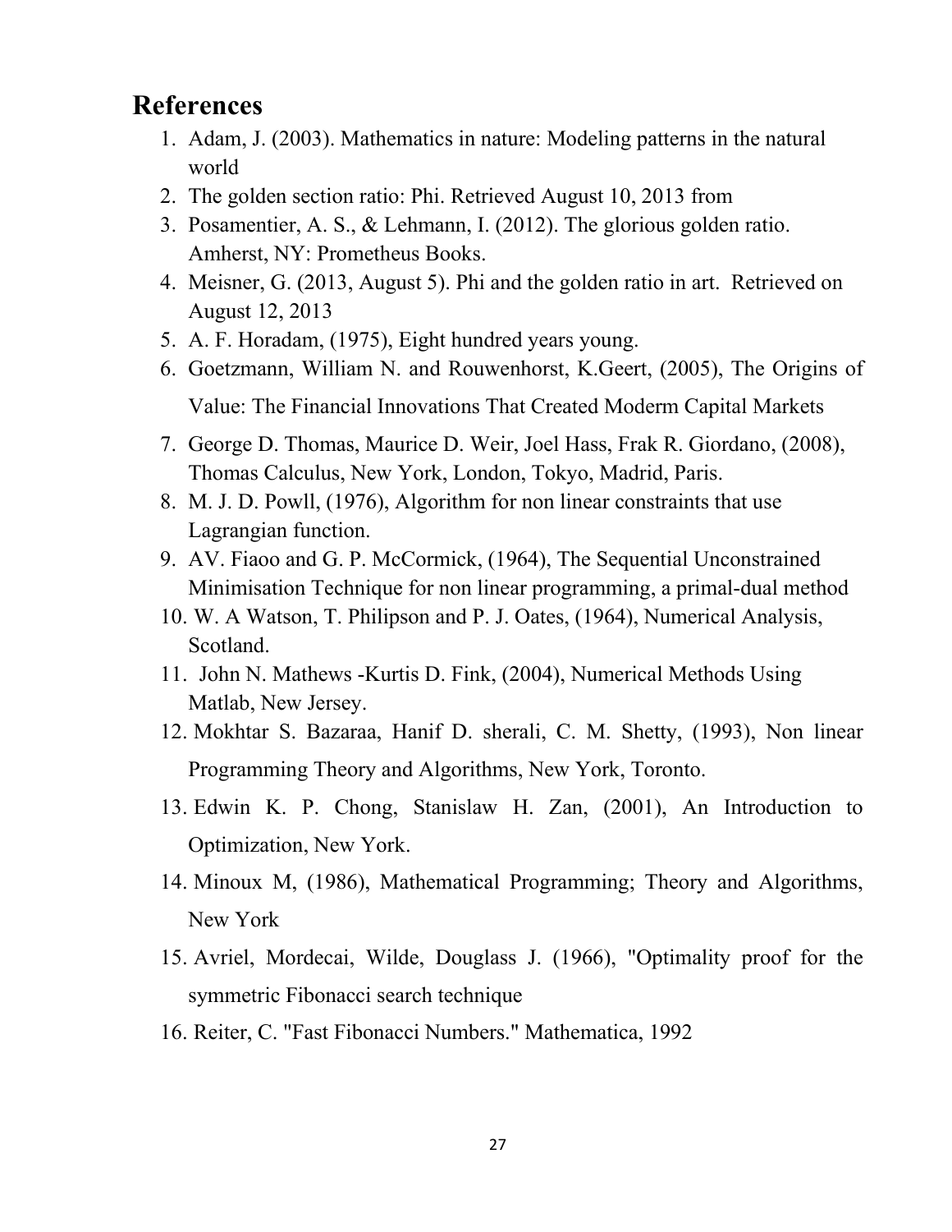## References

1. Adam, J. (2003). Mathematics in nature: Modeling patterns in the natural world
2. The golden section ratio: Phi. Retrieved August 10, 2013 from
3. Posamentier, A. S., & Lehmann, I. (2012). The glorious golden ratio. Amherst, NY: Prometheus Books.
4. Meisner, G. (2013, August 5). Phi and the golden ratio in art. Retrieved on August 12, 2013
5. A. F. Horadam, (1975), Eight hundred years young.
6. Goetzmann, William N. and Rouwenhorst, K.Geert, (2005), The Origins of Value: The Financial Innovations That Created Moderm Capital Markets
7. George D. Thomas, Maurice D. Weir, Joel Hass, Frak R. Giordano, (2008), Thomas Calculus, New York, London, Tokyo, Madrid, Paris.
8. M. J. D. Powll, (1976), Algorithm for non linear constraints that use Lagrangian function.
9. AV. Fiaoo and G. P. McCormick, (1964), The Sequential Unconstrained Minimisation Technique for non linear programming, a primal-dual method
10. W. A Watson, T. Philipson and P. J. Oates, (1964), Numerical Analysis, Scotland.
11. John N. Mathews -Kurtis D. Fink, (2004), Numerical Methods Using Matlab, New Jersey.
12. Mokhtar S. Bazaraa, Hanif D. sherali, C. M. Shetty, (1993), Non linear Programming Theory and Algorithms, New York, Toronto.
13. Edwin K. P. Chong, Stanislaw H. Zan, (2001), An Introduction to Optimization, New York.
14. Minoux M, (1986), Mathematical Programming; Theory and Algorithms, New York
15. Avriel, Mordecai, Wilde, Douglass J. (1966), "Optimality proof for the symmetric Fibonacci search technique
16. Reiter, C. "Fast Fibonacci Numbers." Mathematica, 1992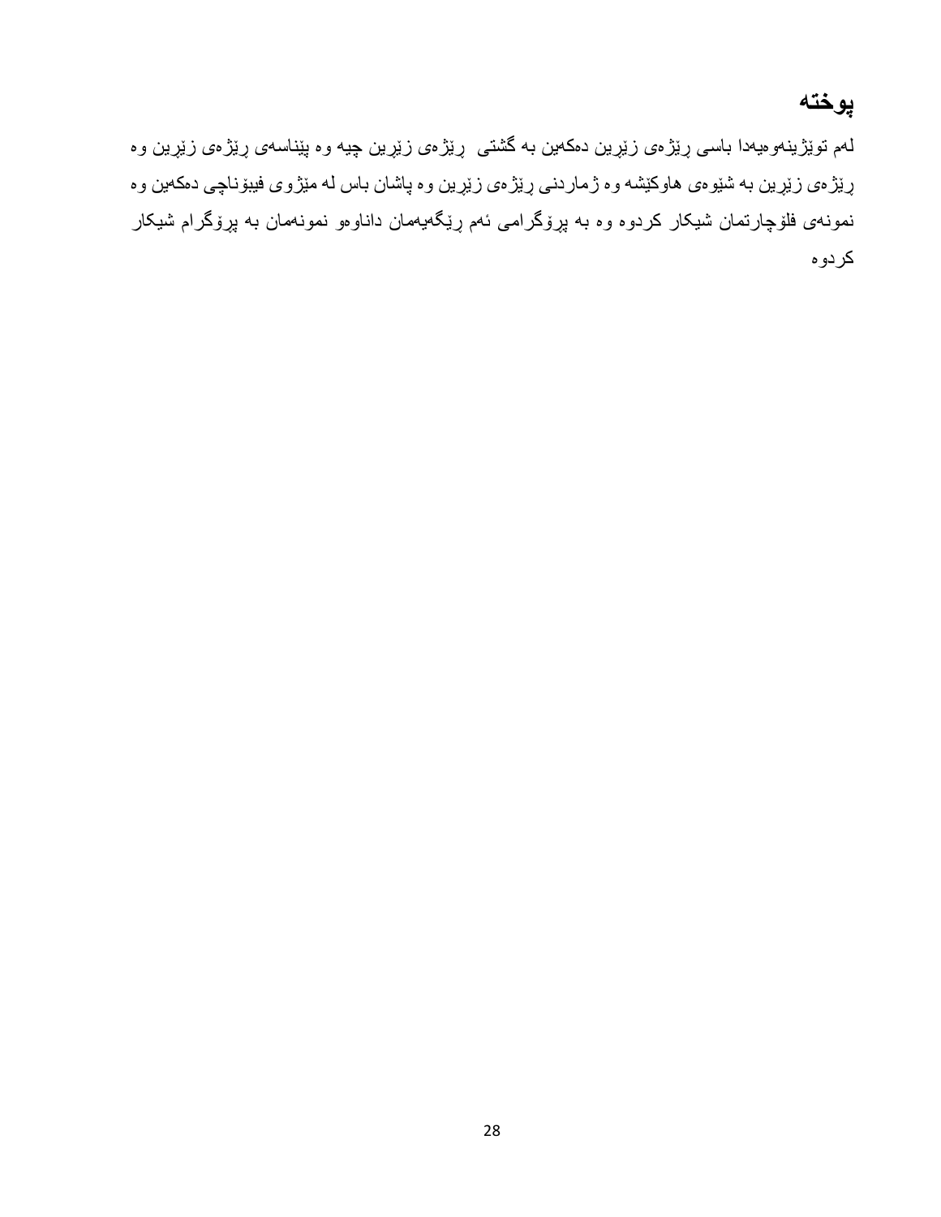# پوخته

لەم توێژینەوەیەدا باسی ڕێژەی زێڕین دەکەین بە گشتی  ڕێژەی زێڕین چیە وە پێناسەی ڕێژەی زێڕین وە ڕێژەی زێڕین بە شێوەی هاوکێشە وە ژماردنی ڕێژەی زێڕین وە پاشان باس لە مێژوی فیبۆناچی دەکەین وە نمونەی فلۆچارتمان شیکار کردوە وە بە پرۆگرامی ئەم ڕێگەیەمان داناوەو نمونەمان بە پرۆگرام شیکار کردوە